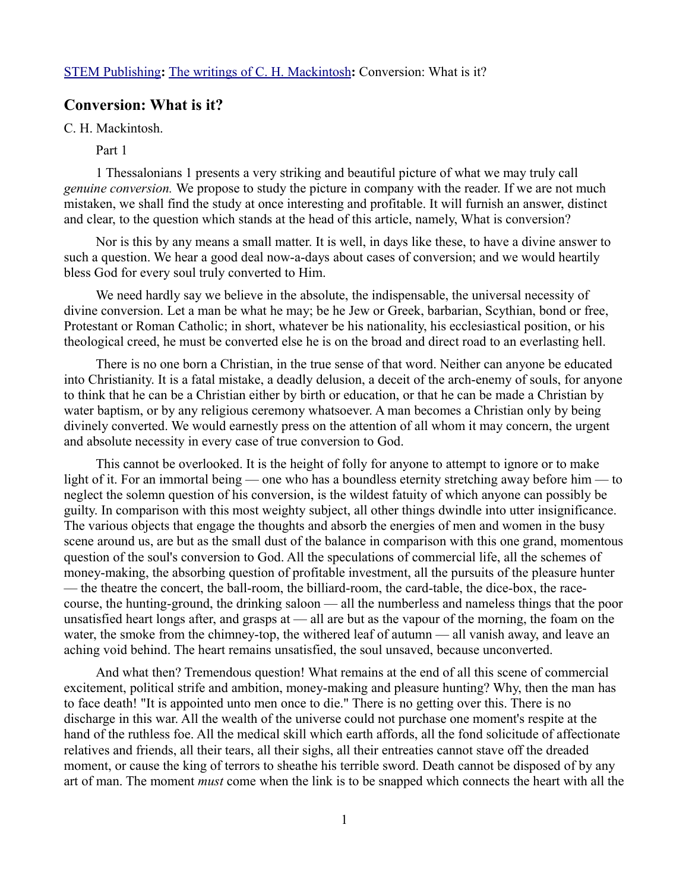STEM Publishing**:** The writings of C. H. Mackintosh**:** Conversion: What is it?

## Conversion: What is it?

C. H. Mackintosh.

Part 1

1 Thessalonians 1 presents a very striking and beautiful picture of what we may truly call *genuine conversion.* We propose to study the picture in company with the reader. If we are not much mistaken, we shall find the study at once interesting and profitable. It will furnish an answer, distinct and clear, to the question which stands at the head of this article, namely, What is conversion?

Nor is this by any means a small matter. It is well, in days like these, to have a divine answer to such a question. We hear a good deal now-a-days about cases of conversion; and we would heartily bless God for every soul truly converted to Him.

We need hardly say we believe in the absolute, the indispensable, the universal necessity of divine conversion. Let a man be what he may; be he Jew or Greek, barbarian, Scythian, bond or free, Protestant or Roman Catholic; in short, whatever be his nationality, his ecclesiastical position, or his theological creed, he must be converted else he is on the broad and direct road to an everlasting hell.

There is no one born a Christian, in the true sense of that word. Neither can anyone be educated into Christianity. It is a fatal mistake, a deadly delusion, a deceit of the arch-enemy of souls, for anyone to think that he can be a Christian either by birth or education, or that he can be made a Christian by water baptism, or by any religious ceremony whatsoever. A man becomes a Christian only by being divinely converted. We would earnestly press on the attention of all whom it may concern, the urgent and absolute necessity in every case of true conversion to God.

This cannot be overlooked. It is the height of folly for anyone to attempt to ignore or to make light of it. For an immortal being — one who has a boundless eternity stretching away before him — to neglect the solemn question of his conversion, is the wildest fatuity of which anyone can possibly be guilty. In comparison with this most weighty subject, all other things dwindle into utter insignificance. The various objects that engage the thoughts and absorb the energies of men and women in the busy scene around us, are but as the small dust of the balance in comparison with this one grand, momentous question of the soul's conversion to God. All the speculations of commercial life, all the schemes of money-making, the absorbing question of profitable investment, all the pursuits of the pleasure hunter — the theatre the concert, the ball-room, the billiard-room, the card-table, the dice-box, the race-course, the hunting-ground, the drinking saloon — all the numberless and nameless things that the poor unsatisfied heart longs after, and grasps at — all are but as the vapour of the morning, the foam on the water, the smoke from the chimney-top, the withered leaf of autumn — all vanish away, and leave an aching void behind. The heart remains unsatisfied, the soul unsaved, because unconverted.

And what then? Tremendous question! What remains at the end of all this scene of commercial excitement, political strife and ambition, money-making and pleasure hunting? Why, then the man has to face death! "It is appointed unto men once to die." There is no getting over this. There is no discharge in this war. All the wealth of the universe could not purchase one moment's respite at the hand of the ruthless foe. All the medical skill which earth affords, all the fond solicitude of affectionate relatives and friends, all their tears, all their sighs, all their entreaties cannot stave off the dreaded moment, or cause the king of terrors to sheathe his terrible sword. Death cannot be disposed of by any art of man. The moment *must* come when the link is to be snapped which connects the heart with all the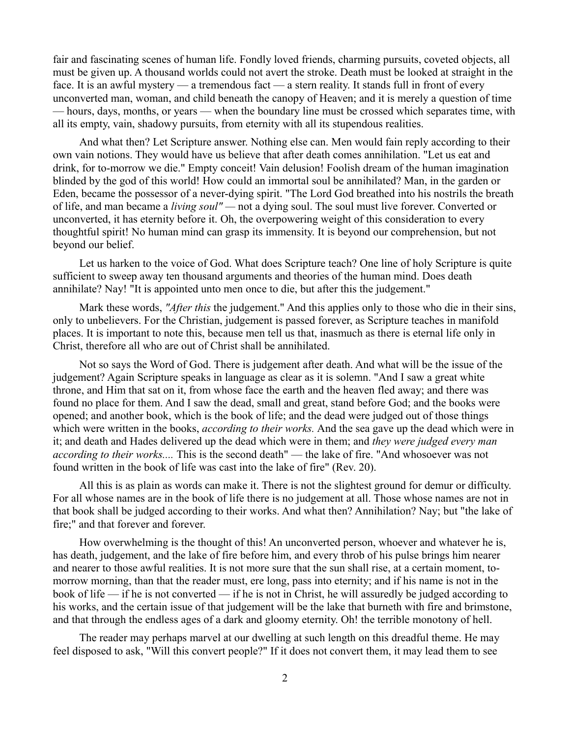fair and fascinating scenes of human life. Fondly loved friends, charming pursuits, coveted objects, all must be given up. A thousand worlds could not avert the stroke. Death must be looked at straight in the face. It is an awful mystery — a tremendous fact — a stern reality. It stands full in front of every unconverted man, woman, and child beneath the canopy of Heaven; and it is merely a question of time — hours, days, months, or years — when the boundary line must be crossed which separates time, with all its empty, vain, shadowy pursuits, from eternity with all its stupendous realities.

And what then? Let Scripture answer. Nothing else can. Men would fain reply according to their own vain notions. They would have us believe that after death comes annihilation. "Let us eat and drink, for to-morrow we die." Empty conceit! Vain delusion! Foolish dream of the human imagination blinded by the god of this world! How could an immortal soul be annihilated? Man, in the garden or Eden, became the possessor of a never-dying spirit. "The Lord God breathed into his nostrils the breath of life, and man became a *living soul"* — not a dying soul. The soul must live forever. Converted or unconverted, it has eternity before it. Oh, the overpowering weight of this consideration to every thoughtful spirit! No human mind can grasp its immensity. It is beyond our comprehension, but not beyond our belief.

Let us harken to the voice of God. What does Scripture teach? One line of holy Scripture is quite sufficient to sweep away ten thousand arguments and theories of the human mind. Does death annihilate? Nay! "It is appointed unto men once to die, but after this the judgement."

Mark these words, *"After this* the judgement." And this applies only to those who die in their sins, only to unbelievers. For the Christian, judgement is passed forever, as Scripture teaches in manifold places. It is important to note this, because men tell us that, inasmuch as there is eternal life only in Christ, therefore all who are out of Christ shall be annihilated.

Not so says the Word of God. There is judgement after death. And what will be the issue of the judgement? Again Scripture speaks in language as clear as it is solemn. "And I saw a great white throne, and Him that sat on it, from whose face the earth and the heaven fled away; and there was found no place for them. And I saw the dead, small and great, stand before God; and the books were opened; and another book, which is the book of life; and the dead were judged out of those things which were written in the books, *according to their works.* And the sea gave up the dead which were in it; and death and Hades delivered up the dead which were in them; and *they were judged every man according to their works....* This is the second death" — the lake of fire. "And whosoever was not found written in the book of life was cast into the lake of fire" (Rev. 20).

All this is as plain as words can make it. There is not the slightest ground for demur or difficulty. For all whose names are in the book of life there is no judgement at all. Those whose names are not in that book shall be judged according to their works. And what then? Annihilation? Nay; but "the lake of fire;" and that forever and forever.

How overwhelming is the thought of this! An unconverted person, whoever and whatever he is, has death, judgement, and the lake of fire before him, and every throb of his pulse brings him nearer and nearer to those awful realities. It is not more sure that the sun shall rise, at a certain moment, to-morrow morning, than that the reader must, ere long, pass into eternity; and if his name is not in the book of life — if he is not converted — if he is not in Christ, he will assuredly be judged according to his works, and the certain issue of that judgement will be the lake that burneth with fire and brimstone, and that through the endless ages of a dark and gloomy eternity. Oh! the terrible monotony of hell.

The reader may perhaps marvel at our dwelling at such length on this dreadful theme. He may feel disposed to ask, "Will this convert people?" If it does not convert them, it may lead them to see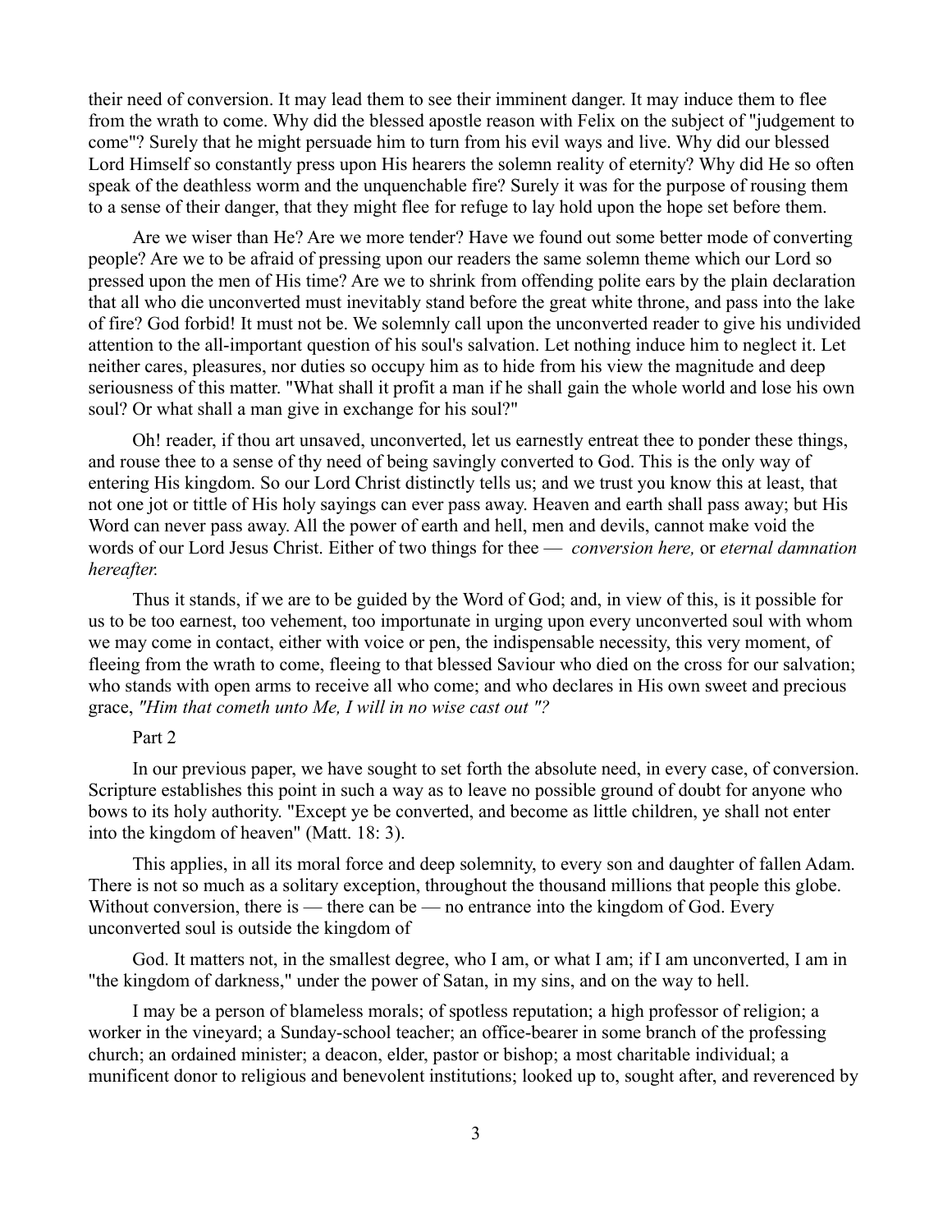their need of conversion. It may lead them to see their imminent danger. It may induce them to flee from the wrath to come. Why did the blessed apostle reason with Felix on the subject of "judgement to come"? Surely that he might persuade him to turn from his evil ways and live. Why did our blessed Lord Himself so constantly press upon His hearers the solemn reality of eternity? Why did He so often speak of the deathless worm and the unquenchable fire? Surely it was for the purpose of rousing them to a sense of their danger, that they might flee for refuge to lay hold upon the hope set before them.

Are we wiser than He? Are we more tender? Have we found out some better mode of converting people? Are we to be afraid of pressing upon our readers the same solemn theme which our Lord so pressed upon the men of His time? Are we to shrink from offending polite ears by the plain declaration that all who die unconverted must inevitably stand before the great white throne, and pass into the lake of fire? God forbid! It must not be. We solemnly call upon the unconverted reader to give his undivided attention to the all-important question of his soul's salvation. Let nothing induce him to neglect it. Let neither cares, pleasures, nor duties so occupy him as to hide from his view the magnitude and deep seriousness of this matter. "What shall it profit a man if he shall gain the whole world and lose his own soul? Or what shall a man give in exchange for his soul?"

Oh! reader, if thou art unsaved, unconverted, let us earnestly entreat thee to ponder these things, and rouse thee to a sense of thy need of being savingly converted to God. This is the only way of entering His kingdom. So our Lord Christ distinctly tells us; and we trust you know this at least, that not one jot or tittle of His holy sayings can ever pass away. Heaven and earth shall pass away; but His Word can never pass away. All the power of earth and hell, men and devils, cannot make void the words of our Lord Jesus Christ. Either of two things for thee — *conversion here,* or *eternal damnation hereafter.*

Thus it stands, if we are to be guided by the Word of God; and, in view of this, is it possible for us to be too earnest, too vehement, too importunate in urging upon every unconverted soul with whom we may come in contact, either with voice or pen, the indispensable necessity, this very moment, of fleeing from the wrath to come, fleeing to that blessed Saviour who died on the cross for our salvation; who stands with open arms to receive all who come; and who declares in His own sweet and precious grace, *"Him that cometh unto Me, I will in no wise cast out "?*

Part 2

In our previous paper, we have sought to set forth the absolute need, in every case, of conversion. Scripture establishes this point in such a way as to leave no possible ground of doubt for anyone who bows to its holy authority. "Except ye be converted, and become as little children, ye shall not enter into the kingdom of heaven" (Matt. 18: 3).

This applies, in all its moral force and deep solemnity, to every son and daughter of fallen Adam. There is not so much as a solitary exception, throughout the thousand millions that people this globe. Without conversion, there is — there can be — no entrance into the kingdom of God. Every unconverted soul is outside the kingdom of

God. It matters not, in the smallest degree, who I am, or what I am; if I am unconverted, I am in "the kingdom of darkness," under the power of Satan, in my sins, and on the way to hell.

I may be a person of blameless morals; of spotless reputation; a high professor of religion; a worker in the vineyard; a Sunday-school teacher; an office-bearer in some branch of the professing church; an ordained minister; a deacon, elder, pastor or bishop; a most charitable individual; a munificent donor to religious and benevolent institutions; looked up to, sought after, and reverenced by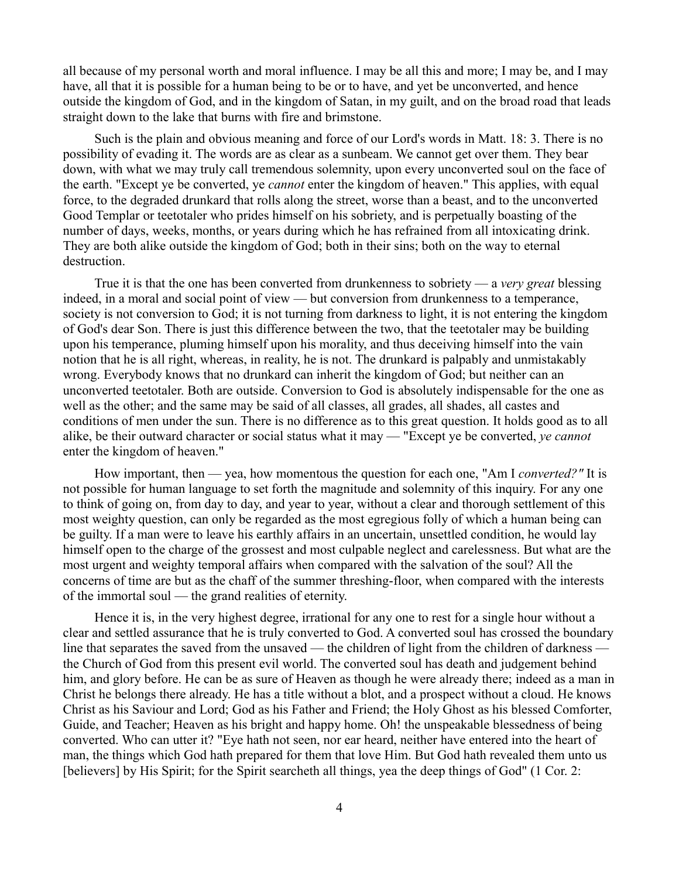all because of my personal worth and moral influence. I may be all this and more; I may be, and I may have, all that it is possible for a human being to be or to have, and yet be unconverted, and hence outside the kingdom of God, and in the kingdom of Satan, in my guilt, and on the broad road that leads straight down to the lake that burns with fire and brimstone.

Such is the plain and obvious meaning and force of our Lord's words in Matt. 18: 3. There is no possibility of evading it. The words are as clear as a sunbeam. We cannot get over them. They bear down, with what we may truly call tremendous solemnity, upon every unconverted soul on the face of the earth. "Except ye be converted, ye *cannot* enter the kingdom of heaven." This applies, with equal force, to the degraded drunkard that rolls along the street, worse than a beast, and to the unconverted Good Templar or teetotaler who prides himself on his sobriety, and is perpetually boasting of the number of days, weeks, months, or years during which he has refrained from all intoxicating drink. They are both alike outside the kingdom of God; both in their sins; both on the way to eternal destruction.

True it is that the one has been converted from drunkenness to sobriety — a *very great* blessing indeed, in a moral and social point of view — but conversion from drunkenness to a temperance, society is not conversion to God; it is not turning from darkness to light, it is not entering the kingdom of God's dear Son. There is just this difference between the two, that the teetotaler may be building upon his temperance, pluming himself upon his morality, and thus deceiving himself into the vain notion that he is all right, whereas, in reality, he is not. The drunkard is palpably and unmistakably wrong. Everybody knows that no drunkard can inherit the kingdom of God; but neither can an unconverted teetotaler. Both are outside. Conversion to God is absolutely indispensable for the one as well as the other; and the same may be said of all classes, all grades, all shades, all castes and conditions of men under the sun. There is no difference as to this great question. It holds good as to all alike, be their outward character or social status what it may — "Except ye be converted, *ye cannot* enter the kingdom of heaven."

How important, then — yea, how momentous the question for each one, "Am I *converted?"* It is not possible for human language to set forth the magnitude and solemnity of this inquiry. For any one to think of going on, from day to day, and year to year, without a clear and thorough settlement of this most weighty question, can only be regarded as the most egregious folly of which a human being can be guilty. If a man were to leave his earthly affairs in an uncertain, unsettled condition, he would lay himself open to the charge of the grossest and most culpable neglect and carelessness. But what are the most urgent and weighty temporal affairs when compared with the salvation of the soul? All the concerns of time are but as the chaff of the summer threshing-floor, when compared with the interests of the immortal soul — the grand realities of eternity.

Hence it is, in the very highest degree, irrational for any one to rest for a single hour without a clear and settled assurance that he is truly converted to God. A converted soul has crossed the boundary line that separates the saved from the unsaved — the children of light from the children of darkness — the Church of God from this present evil world. The converted soul has death and judgement behind him, and glory before. He can be as sure of Heaven as though he were already there; indeed as a man in Christ he belongs there already. He has a title without a blot, and a prospect without a cloud. He knows Christ as his Saviour and Lord; God as his Father and Friend; the Holy Ghost as his blessed Comforter, Guide, and Teacher; Heaven as his bright and happy home. Oh! the unspeakable blessedness of being converted. Who can utter it? "Eye hath not seen, nor ear heard, neither have entered into the heart of man, the things which God hath prepared for them that love Him. But God hath revealed them unto us [believers] by His Spirit; for the Spirit searcheth all things, yea the deep things of God" (1 Cor. 2: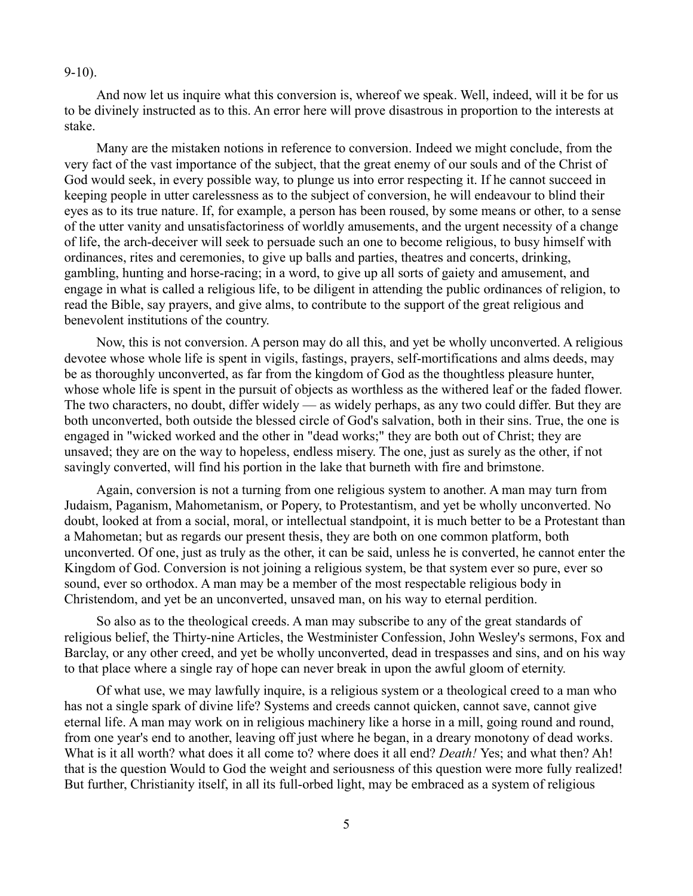9-10).

And now let us inquire what this conversion is, whereof we speak. Well, indeed, will it be for us to be divinely instructed as to this. An error here will prove disastrous in proportion to the interests at stake.

Many are the mistaken notions in reference to conversion. Indeed we might conclude, from the very fact of the vast importance of the subject, that the great enemy of our souls and of the Christ of God would seek, in every possible way, to plunge us into error respecting it. If he cannot succeed in keeping people in utter carelessness as to the subject of conversion, he will endeavour to blind their eyes as to its true nature. If, for example, a person has been roused, by some means or other, to a sense of the utter vanity and unsatisfactoriness of worldly amusements, and the urgent necessity of a change of life, the arch-deceiver will seek to persuade such an one to become religious, to busy himself with ordinances, rites and ceremonies, to give up balls and parties, theatres and concerts, drinking, gambling, hunting and horse-racing; in a word, to give up all sorts of gaiety and amusement, and engage in what is called a religious life, to be diligent in attending the public ordinances of religion, to read the Bible, say prayers, and give alms, to contribute to the support of the great religious and benevolent institutions of the country.

Now, this is not conversion. A person may do all this, and yet be wholly unconverted. A religious devotee whose whole life is spent in vigils, fastings, prayers, self-mortifications and alms deeds, may be as thoroughly unconverted, as far from the kingdom of God as the thoughtless pleasure hunter, whose whole life is spent in the pursuit of objects as worthless as the withered leaf or the faded flower. The two characters, no doubt, differ widely — as widely perhaps, as any two could differ. But they are both unconverted, both outside the blessed circle of God's salvation, both in their sins. True, the one is engaged in "wicked worked and the other in "dead works;" they are both out of Christ; they are unsaved; they are on the way to hopeless, endless misery. The one, just as surely as the other, if not savingly converted, will find his portion in the lake that burneth with fire and brimstone.

Again, conversion is not a turning from one religious system to another. A man may turn from Judaism, Paganism, Mahometanism, or Popery, to Protestantism, and yet be wholly unconverted. No doubt, looked at from a social, moral, or intellectual standpoint, it is much better to be a Protestant than a Mahometan; but as regards our present thesis, they are both on one common platform, both unconverted. Of one, just as truly as the other, it can be said, unless he is converted, he cannot enter the Kingdom of God. Conversion is not joining a religious system, be that system ever so pure, ever so sound, ever so orthodox. A man may be a member of the most respectable religious body in Christendom, and yet be an unconverted, unsaved man, on his way to eternal perdition.

So also as to the theological creeds. A man may subscribe to any of the great standards of religious belief, the Thirty-nine Articles, the Westminister Confession, John Wesley's sermons, Fox and Barclay, or any other creed, and yet be wholly unconverted, dead in trespasses and sins, and on his way to that place where a single ray of hope can never break in upon the awful gloom of eternity.

Of what use, we may lawfully inquire, is a religious system or a theological creed to a man who has not a single spark of divine life? Systems and creeds cannot quicken, cannot save, cannot give eternal life. A man may work on in religious machinery like a horse in a mill, going round and round, from one year's end to another, leaving off just where he began, in a dreary monotony of dead works. What is it all worth? what does it all come to? where does it all end? *Death!* Yes; and what then? Ah! that is the question Would to God the weight and seriousness of this question were more fully realized! But further, Christianity itself, in all its full-orbed light, may be embraced as a system of religious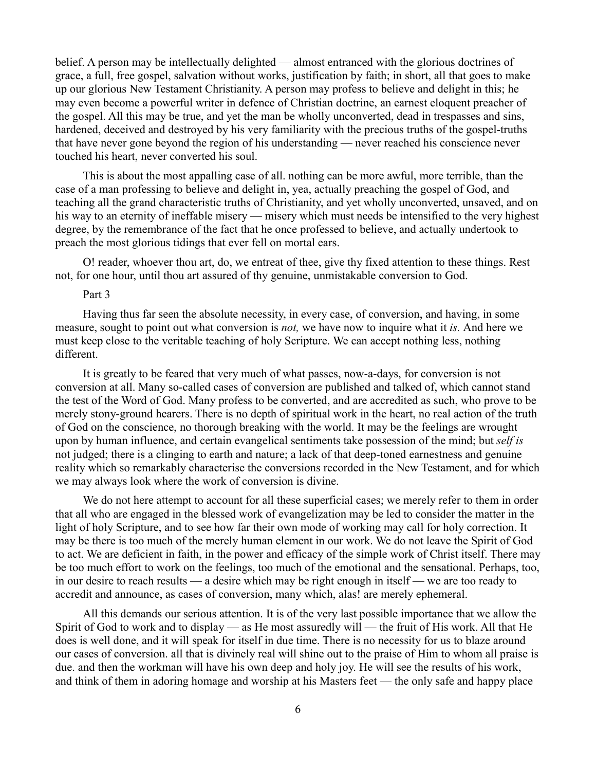belief. A person may be intellectually delighted — almost entranced with the glorious doctrines of grace, a full, free gospel, salvation without works, justification by faith; in short, all that goes to make up our glorious New Testament Christianity. A person may profess to believe and delight in this; he may even become a powerful writer in defence of Christian doctrine, an earnest eloquent preacher of the gospel. All this may be true, and yet the man be wholly unconverted, dead in trespasses and sins, hardened, deceived and destroyed by his very familiarity with the precious truths of the gospel-truths that have never gone beyond the region of his understanding — never reached his conscience never touched his heart, never converted his soul.

This is about the most appalling case of all. nothing can be more awful, more terrible, than the case of a man professing to believe and delight in, yea, actually preaching the gospel of God, and teaching all the grand characteristic truths of Christianity, and yet wholly unconverted, unsaved, and on his way to an eternity of ineffable misery — misery which must needs be intensified to the very highest degree, by the remembrance of the fact that he once professed to believe, and actually undertook to preach the most glorious tidings that ever fell on mortal ears.

O! reader, whoever thou art, do, we entreat of thee, give thy fixed attention to these things. Rest not, for one hour, until thou art assured of thy genuine, unmistakable conversion to God.

Part 3

Having thus far seen the absolute necessity, in every case, of conversion, and having, in some measure, sought to point out what conversion is *not,* we have now to inquire what it *is.* And here we must keep close to the veritable teaching of holy Scripture. We can accept nothing less, nothing different.

It is greatly to be feared that very much of what passes, now-a-days, for conversion is not conversion at all. Many so-called cases of conversion are published and talked of, which cannot stand the test of the Word of God. Many profess to be converted, and are accredited as such, who prove to be merely stony-ground hearers. There is no depth of spiritual work in the heart, no real action of the truth of God on the conscience, no thorough breaking with the world. It may be the feelings are wrought upon by human influence, and certain evangelical sentiments take possession of the mind; but *self is* not judged; there is a clinging to earth and nature; a lack of that deep-toned earnestness and genuine reality which so remarkably characterise the conversions recorded in the New Testament, and for which we may always look where the work of conversion is divine.

We do not here attempt to account for all these superficial cases; we merely refer to them in order that all who are engaged in the blessed work of evangelization may be led to consider the matter in the light of holy Scripture, and to see how far their own mode of working may call for holy correction. It may be there is too much of the merely human element in our work. We do not leave the Spirit of God to act. We are deficient in faith, in the power and efficacy of the simple work of Christ itself. There may be too much effort to work on the feelings, too much of the emotional and the sensational. Perhaps, too, in our desire to reach results — a desire which may be right enough in itself — we are too ready to accredit and announce, as cases of conversion, many which, alas! are merely ephemeral.

All this demands our serious attention. It is of the very last possible importance that we allow the Spirit of God to work and to display — as He most assuredly will — the fruit of His work. All that He does is well done, and it will speak for itself in due time. There is no necessity for us to blaze around our cases of conversion. all that is divinely real will shine out to the praise of Him to whom all praise is due. and then the workman will have his own deep and holy joy. He will see the results of his work, and think of them in adoring homage and worship at his Masters feet — the only safe and happy place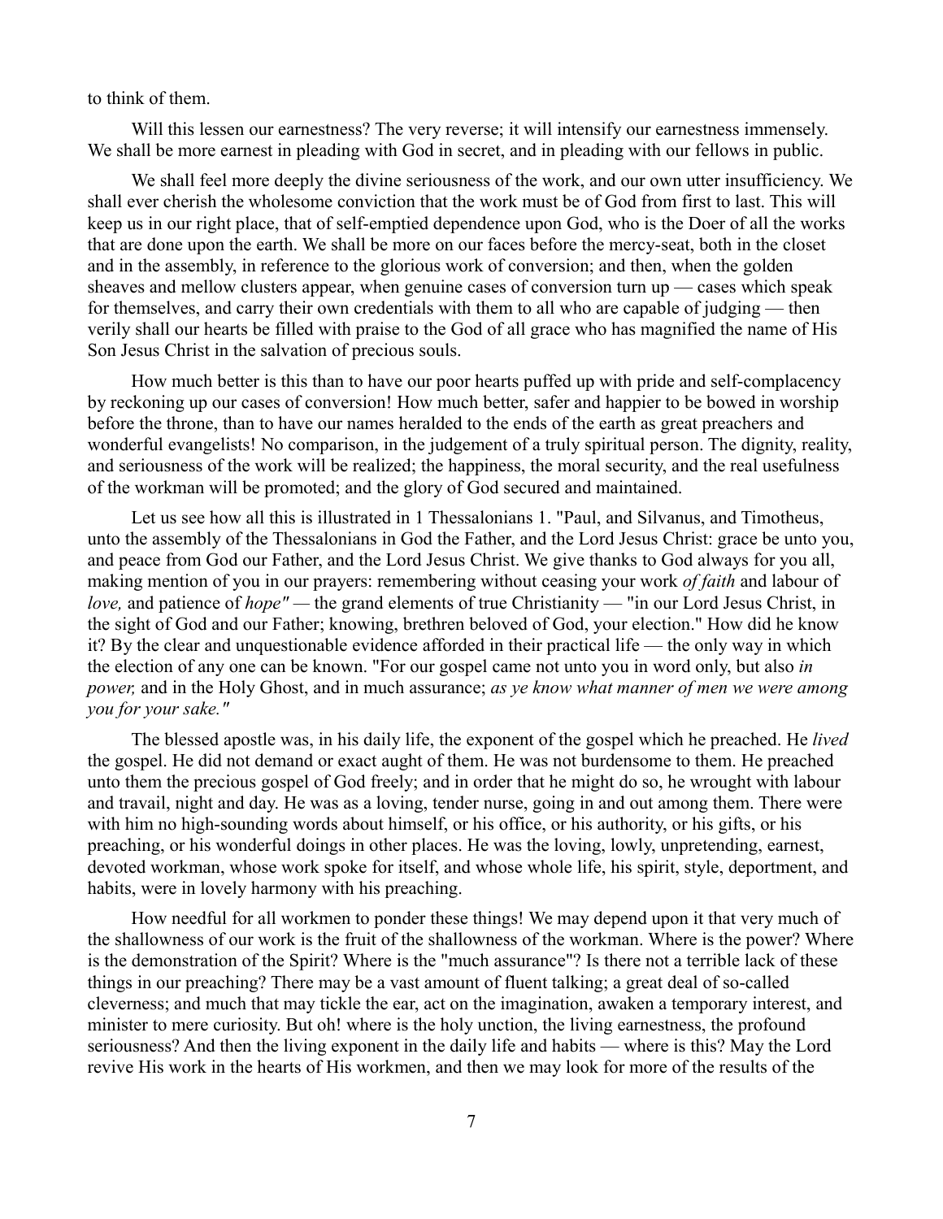to think of them.

Will this lessen our earnestness? The very reverse; it will intensify our earnestness immensely. We shall be more earnest in pleading with God in secret, and in pleading with our fellows in public.

We shall feel more deeply the divine seriousness of the work, and our own utter insufficiency. We shall ever cherish the wholesome conviction that the work must be of God from first to last. This will keep us in our right place, that of self-emptied dependence upon God, who is the Doer of all the works that are done upon the earth. We shall be more on our faces before the mercy-seat, both in the closet and in the assembly, in reference to the glorious work of conversion; and then, when the golden sheaves and mellow clusters appear, when genuine cases of conversion turn up — cases which speak for themselves, and carry their own credentials with them to all who are capable of judging — then verily shall our hearts be filled with praise to the God of all grace who has magnified the name of His Son Jesus Christ in the salvation of precious souls.

How much better is this than to have our poor hearts puffed up with pride and self-complacency by reckoning up our cases of conversion! How much better, safer and happier to be bowed in worship before the throne, than to have our names heralded to the ends of the earth as great preachers and wonderful evangelists! No comparison, in the judgement of a truly spiritual person. The dignity, reality, and seriousness of the work will be realized; the happiness, the moral security, and the real usefulness of the workman will be promoted; and the glory of God secured and maintained.

Let us see how all this is illustrated in 1 Thessalonians 1. "Paul, and Silvanus, and Timotheus, unto the assembly of the Thessalonians in God the Father, and the Lord Jesus Christ: grace be unto you, and peace from God our Father, and the Lord Jesus Christ. We give thanks to God always for you all, making mention of you in our prayers: remembering without ceasing your work *of faith* and labour of *love,* and patience of *hope"* — the grand elements of true Christianity — "in our Lord Jesus Christ, in the sight of God and our Father; knowing, brethren beloved of God, your election." How did he know it? By the clear and unquestionable evidence afforded in their practical life — the only way in which the election of any one can be known. "For our gospel came not unto you in word only, but also *in power,* and in the Holy Ghost, and in much assurance; *as ye know what manner of men we were among you for your sake."*

The blessed apostle was, in his daily life, the exponent of the gospel which he preached. He *lived* the gospel. He did not demand or exact aught of them. He was not burdensome to them. He preached unto them the precious gospel of God freely; and in order that he might do so, he wrought with labour and travail, night and day. He was as a loving, tender nurse, going in and out among them. There were with him no high-sounding words about himself, or his office, or his authority, or his gifts, or his preaching, or his wonderful doings in other places. He was the loving, lowly, unpretending, earnest, devoted workman, whose work spoke for itself, and whose whole life, his spirit, style, deportment, and habits, were in lovely harmony with his preaching.

How needful for all workmen to ponder these things! We may depend upon it that very much of the shallowness of our work is the fruit of the shallowness of the workman. Where is the power? Where is the demonstration of the Spirit? Where is the "much assurance"? Is there not a terrible lack of these things in our preaching? There may be a vast amount of fluent talking; a great deal of so-called cleverness; and much that may tickle the ear, act on the imagination, awaken a temporary interest, and minister to mere curiosity. But oh! where is the holy unction, the living earnestness, the profound seriousness? And then the living exponent in the daily life and habits — where is this? May the Lord revive His work in the hearts of His workmen, and then we may look for more of the results of the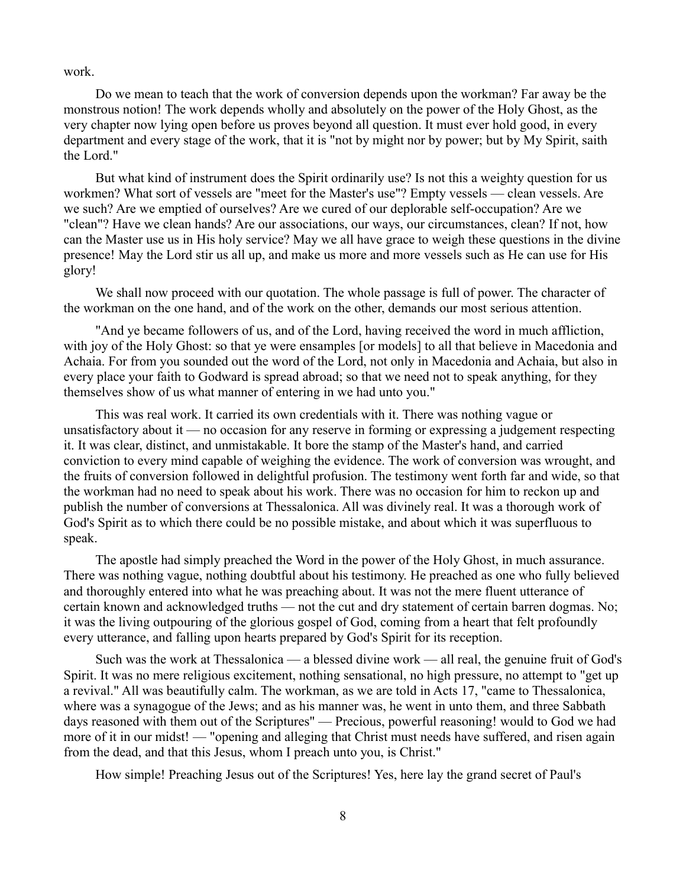work.

Do we mean to teach that the work of conversion depends upon the workman? Far away be the monstrous notion! The work depends wholly and absolutely on the power of the Holy Ghost, as the very chapter now lying open before us proves beyond all question. It must ever hold good, in every department and every stage of the work, that it is "not by might nor by power; but by My Spirit, saith the Lord."

But what kind of instrument does the Spirit ordinarily use? Is not this a weighty question for us workmen? What sort of vessels are "meet for the Master's use"? Empty vessels — clean vessels. Are we such? Are we emptied of ourselves? Are we cured of our deplorable self-occupation? Are we "clean"? Have we clean hands? Are our associations, our ways, our circumstances, clean? If not, how can the Master use us in His holy service? May we all have grace to weigh these questions in the divine presence! May the Lord stir us all up, and make us more and more vessels such as He can use for His glory!

We shall now proceed with our quotation. The whole passage is full of power. The character of the workman on the one hand, and of the work on the other, demands our most serious attention.

"And ye became followers of us, and of the Lord, having received the word in much affliction, with joy of the Holy Ghost: so that ye were ensamples [or models] to all that believe in Macedonia and Achaia. For from you sounded out the word of the Lord, not only in Macedonia and Achaia, but also in every place your faith to Godward is spread abroad; so that we need not to speak anything, for they themselves show of us what manner of entering in we had unto you."

This was real work. It carried its own credentials with it. There was nothing vague or unsatisfactory about it — no occasion for any reserve in forming or expressing a judgement respecting it. It was clear, distinct, and unmistakable. It bore the stamp of the Master's hand, and carried conviction to every mind capable of weighing the evidence. The work of conversion was wrought, and the fruits of conversion followed in delightful profusion. The testimony went forth far and wide, so that the workman had no need to speak about his work. There was no occasion for him to reckon up and publish the number of conversions at Thessalonica. All was divinely real. It was a thorough work of God's Spirit as to which there could be no possible mistake, and about which it was superfluous to speak.

The apostle had simply preached the Word in the power of the Holy Ghost, in much assurance. There was nothing vague, nothing doubtful about his testimony. He preached as one who fully believed and thoroughly entered into what he was preaching about. It was not the mere fluent utterance of certain known and acknowledged truths — not the cut and dry statement of certain barren dogmas. No; it was the living outpouring of the glorious gospel of God, coming from a heart that felt profoundly every utterance, and falling upon hearts prepared by God's Spirit for its reception.

Such was the work at Thessalonica — a blessed divine work — all real, the genuine fruit of God's Spirit. It was no mere religious excitement, nothing sensational, no high pressure, no attempt to "get up a revival." All was beautifully calm. The workman, as we are told in Acts 17, "came to Thessalonica, where was a synagogue of the Jews; and as his manner was, he went in unto them, and three Sabbath days reasoned with them out of the Scriptures" — Precious, powerful reasoning! would to God we had more of it in our midst! — "opening and alleging that Christ must needs have suffered, and risen again from the dead, and that this Jesus, whom I preach unto you, is Christ."

How simple! Preaching Jesus out of the Scriptures! Yes, here lay the grand secret of Paul's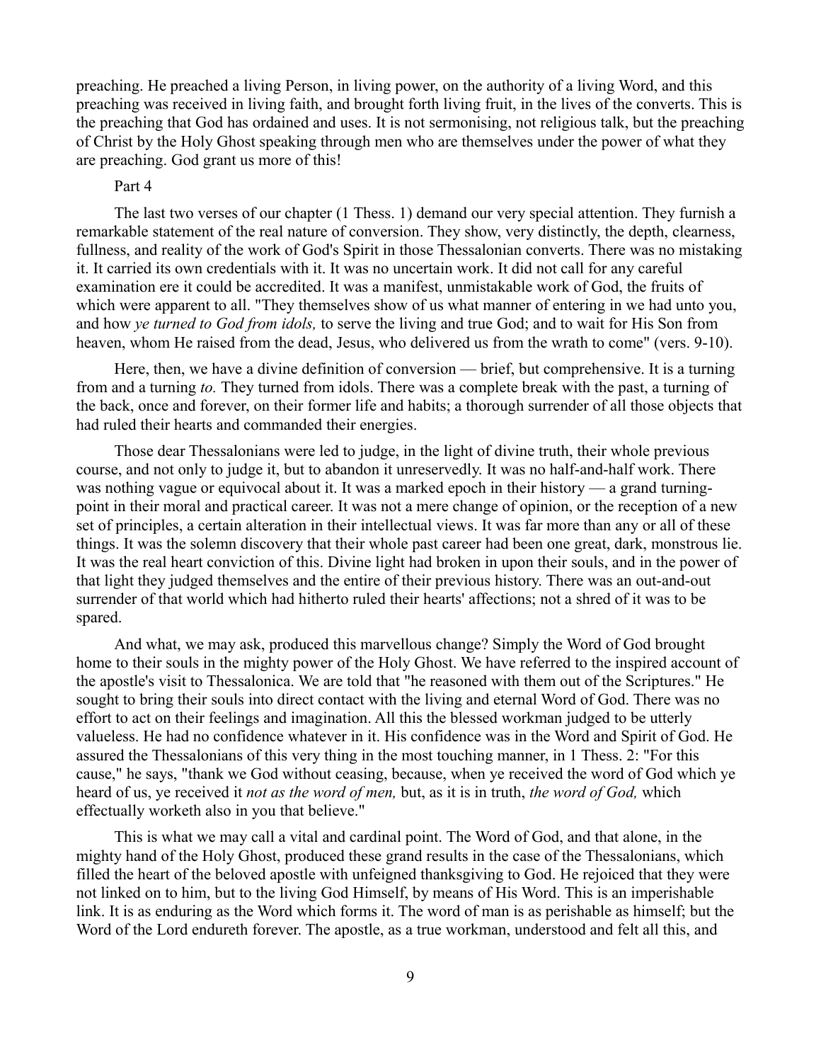preaching. He preached a living Person, in living power, on the authority of a living Word, and this preaching was received in living faith, and brought forth living fruit, in the lives of the converts. This is the preaching that God has ordained and uses. It is not sermonising, not religious talk, but the preaching of Christ by the Holy Ghost speaking through men who are themselves under the power of what they are preaching. God grant us more of this!

## Part 4

The last two verses of our chapter (1 Thess. 1) demand our very special attention. They furnish a remarkable statement of the real nature of conversion. They show, very distinctly, the depth, clearness, fullness, and reality of the work of God's Spirit in those Thessalonian converts. There was no mistaking it. It carried its own credentials with it. It was no uncertain work. It did not call for any careful examination ere it could be accredited. It was a manifest, unmistakable work of God, the fruits of which were apparent to all. "They themselves show of us what manner of entering in we had unto you, and how *ye turned to God from idols,* to serve the living and true God; and to wait for His Son from heaven, whom He raised from the dead, Jesus, who delivered us from the wrath to come" (vers. 9-10).

Here, then, we have a divine definition of conversion — brief, but comprehensive. It is a turning from and a turning *to.* They turned from idols. There was a complete break with the past, a turning of the back, once and forever, on their former life and habits; a thorough surrender of all those objects that had ruled their hearts and commanded their energies.

Those dear Thessalonians were led to judge, in the light of divine truth, their whole previous course, and not only to judge it, but to abandon it unreservedly. It was no half-and-half work. There was nothing vague or equivocal about it. It was a marked epoch in their history — a grand turning-point in their moral and practical career. It was not a mere change of opinion, or the reception of a new set of principles, a certain alteration in their intellectual views. It was far more than any or all of these things. It was the solemn discovery that their whole past career had been one great, dark, monstrous lie. It was the real heart conviction of this. Divine light had broken in upon their souls, and in the power of that light they judged themselves and the entire of their previous history. There was an out-and-out surrender of that world which had hitherto ruled their hearts' affections; not a shred of it was to be spared.

And what, we may ask, produced this marvellous change? Simply the Word of God brought home to their souls in the mighty power of the Holy Ghost. We have referred to the inspired account of the apostle's visit to Thessalonica. We are told that "he reasoned with them out of the Scriptures." He sought to bring their souls into direct contact with the living and eternal Word of God. There was no effort to act on their feelings and imagination. All this the blessed workman judged to be utterly valueless. He had no confidence whatever in it. His confidence was in the Word and Spirit of God. He assured the Thessalonians of this very thing in the most touching manner, in 1 Thess. 2: "For this cause," he says, "thank we God without ceasing, because, when ye received the word of God which ye heard of us, ye received it *not as the word of men,* but, as it is in truth, *the word of God,* which effectually worketh also in you that believe."

This is what we may call a vital and cardinal point. The Word of God, and that alone, in the mighty hand of the Holy Ghost, produced these grand results in the case of the Thessalonians, which filled the heart of the beloved apostle with unfeigned thanksgiving to God. He rejoiced that they were not linked on to him, but to the living God Himself, by means of His Word. This is an imperishable link. It is as enduring as the Word which forms it. The word of man is as perishable as himself; but the Word of the Lord endureth forever. The apostle, as a true workman, understood and felt all this, and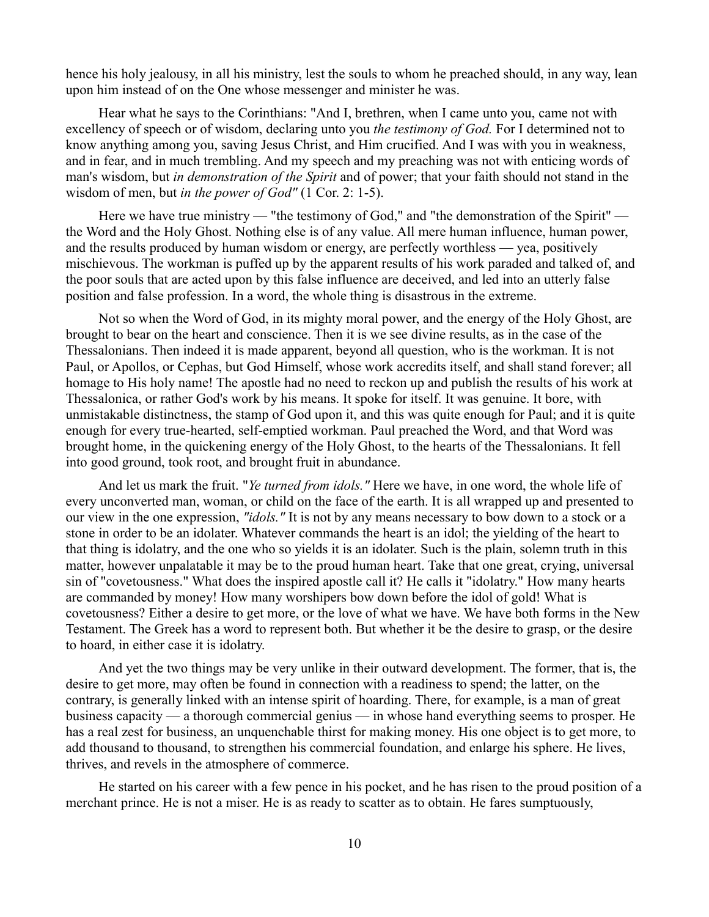hence his holy jealousy, in all his ministry, lest the souls to whom he preached should, in any way, lean upon him instead of on the One whose messenger and minister he was.

Hear what he says to the Corinthians: "And I, brethren, when I came unto you, came not with excellency of speech or of wisdom, declaring unto you *the testimony of God.* For I determined not to know anything among you, saving Jesus Christ, and Him crucified. And I was with you in weakness, and in fear, and in much trembling. And my speech and my preaching was not with enticing words of man's wisdom, but *in demonstration of the Spirit* and of power; that your faith should not stand in the wisdom of men, but *in the power of God"* (1 Cor. 2: 1-5).

Here we have true ministry — "the testimony of God," and "the demonstration of the Spirit" — the Word and the Holy Ghost. Nothing else is of any value. All mere human influence, human power, and the results produced by human wisdom or energy, are perfectly worthless — yea, positively mischievous. The workman is puffed up by the apparent results of his work paraded and talked of, and the poor souls that are acted upon by this false influence are deceived, and led into an utterly false position and false profession. In a word, the whole thing is disastrous in the extreme.

Not so when the Word of God, in its mighty moral power, and the energy of the Holy Ghost, are brought to bear on the heart and conscience. Then it is we see divine results, as in the case of the Thessalonians. Then indeed it is made apparent, beyond all question, who is the workman. It is not Paul, or Apollos, or Cephas, but God Himself, whose work accredits itself, and shall stand forever; all homage to His holy name! The apostle had no need to reckon up and publish the results of his work at Thessalonica, or rather God's work by his means. It spoke for itself. It was genuine. It bore, with unmistakable distinctness, the stamp of God upon it, and this was quite enough for Paul; and it is quite enough for every true-hearted, self-emptied workman. Paul preached the Word, and that Word was brought home, in the quickening energy of the Holy Ghost, to the hearts of the Thessalonians. It fell into good ground, took root, and brought fruit in abundance.

And let us mark the fruit. "*Ye turned from idols."* Here we have, in one word, the whole life of every unconverted man, woman, or child on the face of the earth. It is all wrapped up and presented to our view in the one expression, *"idols."* It is not by any means necessary to bow down to a stock or a stone in order to be an idolater. Whatever commands the heart is an idol; the yielding of the heart to that thing is idolatry, and the one who so yields it is an idolater. Such is the plain, solemn truth in this matter, however unpalatable it may be to the proud human heart. Take that one great, crying, universal sin of "covetousness." What does the inspired apostle call it? He calls it "idolatry." How many hearts are commanded by money! How many worshipers bow down before the idol of gold! What is covetousness? Either a desire to get more, or the love of what we have. We have both forms in the New Testament. The Greek has a word to represent both. But whether it be the desire to grasp, or the desire to hoard, in either case it is idolatry.

And yet the two things may be very unlike in their outward development. The former, that is, the desire to get more, may often be found in connection with a readiness to spend; the latter, on the contrary, is generally linked with an intense spirit of hoarding. There, for example, is a man of great business capacity — a thorough commercial genius — in whose hand everything seems to prosper. He has a real zest for business, an unquenchable thirst for making money. His one object is to get more, to add thousand to thousand, to strengthen his commercial foundation, and enlarge his sphere. He lives, thrives, and revels in the atmosphere of commerce.

He started on his career with a few pence in his pocket, and he has risen to the proud position of a merchant prince. He is not a miser. He is as ready to scatter as to obtain. He fares sumptuously,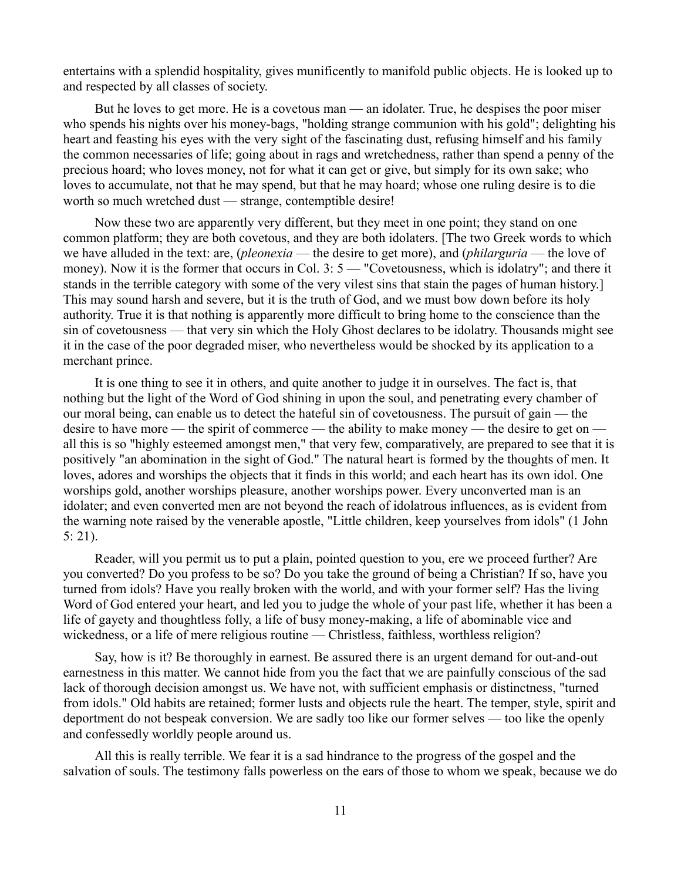entertains with a splendid hospitality, gives munificently to manifold public objects. He is looked up to and respected by all classes of society.

But he loves to get more. He is a covetous man — an idolater. True, he despises the poor miser who spends his nights over his money-bags, "holding strange communion with his gold"; delighting his heart and feasting his eyes with the very sight of the fascinating dust, refusing himself and his family the common necessaries of life; going about in rags and wretchedness, rather than spend a penny of the precious hoard; who loves money, not for what it can get or give, but simply for its own sake; who loves to accumulate, not that he may spend, but that he may hoard; whose one ruling desire is to die worth so much wretched dust — strange, contemptible desire!

Now these two are apparently very different, but they meet in one point; they stand on one common platform; they are both covetous, and they are both idolaters. [The two Greek words to which we have alluded in the text: are, (*pleonexia* — the desire to get more), and (*philarguria* — the love of money). Now it is the former that occurs in Col. 3: 5 — "Covetousness, which is idolatry"; and there it stands in the terrible category with some of the very vilest sins that stain the pages of human history.] This may sound harsh and severe, but it is the truth of God, and we must bow down before its holy authority. True it is that nothing is apparently more difficult to bring home to the conscience than the sin of covetousness — that very sin which the Holy Ghost declares to be idolatry. Thousands might see it in the case of the poor degraded miser, who nevertheless would be shocked by its application to a merchant prince.

It is one thing to see it in others, and quite another to judge it in ourselves. The fact is, that nothing but the light of the Word of God shining in upon the soul, and penetrating every chamber of our moral being, can enable us to detect the hateful sin of covetousness. The pursuit of gain — the desire to have more — the spirit of commerce — the ability to make money — the desire to get on — all this is so "highly esteemed amongst men," that very few, comparatively, are prepared to see that it is positively "an abomination in the sight of God." The natural heart is formed by the thoughts of men. It loves, adores and worships the objects that it finds in this world; and each heart has its own idol. One worships gold, another worships pleasure, another worships power. Every unconverted man is an idolater; and even converted men are not beyond the reach of idolatrous influences, as is evident from the warning note raised by the venerable apostle, "Little children, keep yourselves from idols" (1 John 5: 21).

Reader, will you permit us to put a plain, pointed question to you, ere we proceed further? Are you converted? Do you profess to be so? Do you take the ground of being a Christian? If so, have you turned from idols? Have you really broken with the world, and with your former self? Has the living Word of God entered your heart, and led you to judge the whole of your past life, whether it has been a life of gayety and thoughtless folly, a life of busy money-making, a life of abominable vice and wickedness, or a life of mere religious routine — Christless, faithless, worthless religion?

Say, how is it? Be thoroughly in earnest. Be assured there is an urgent demand for out-and-out earnestness in this matter. We cannot hide from you the fact that we are painfully conscious of the sad lack of thorough decision amongst us. We have not, with sufficient emphasis or distinctness, "turned from idols." Old habits are retained; former lusts and objects rule the heart. The temper, style, spirit and deportment do not bespeak conversion. We are sadly too like our former selves — too like the openly and confessedly worldly people around us.

All this is really terrible. We fear it is a sad hindrance to the progress of the gospel and the salvation of souls. The testimony falls powerless on the ears of those to whom we speak, because we do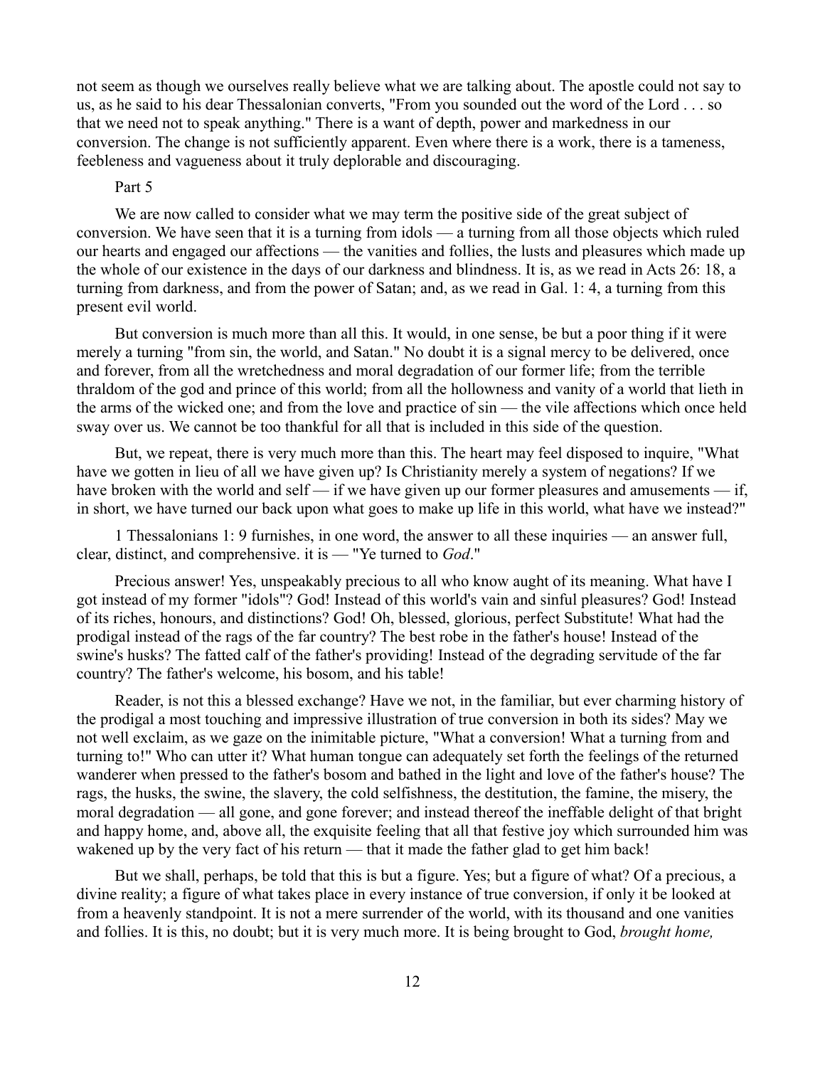not seem as though we ourselves really believe what we are talking about. The apostle could not say to us, as he said to his dear Thessalonian converts, "From you sounded out the word of the Lord . . . so that we need not to speak anything." There is a want of depth, power and markedness in our conversion. The change is not sufficiently apparent. Even where there is a work, there is a tameness, feebleness and vagueness about it truly deplorable and discouraging.

Part 5

We are now called to consider what we may term the positive side of the great subject of conversion. We have seen that it is a turning from idols — a turning from all those objects which ruled our hearts and engaged our affections — the vanities and follies, the lusts and pleasures which made up the whole of our existence in the days of our darkness and blindness. It is, as we read in Acts 26: 18, a turning from darkness, and from the power of Satan; and, as we read in Gal. 1: 4, a turning from this present evil world.

But conversion is much more than all this. It would, in one sense, be but a poor thing if it were merely a turning "from sin, the world, and Satan." No doubt it is a signal mercy to be delivered, once and forever, from all the wretchedness and moral degradation of our former life; from the terrible thraldom of the god and prince of this world; from all the hollowness and vanity of a world that lieth in the arms of the wicked one; and from the love and practice of sin — the vile affections which once held sway over us. We cannot be too thankful for all that is included in this side of the question.

But, we repeat, there is very much more than this. The heart may feel disposed to inquire, "What have we gotten in lieu of all we have given up? Is Christianity merely a system of negations? If we have broken with the world and self — if we have given up our former pleasures and amusements — if, in short, we have turned our back upon what goes to make up life in this world, what have we instead?"

1 Thessalonians 1: 9 furnishes, in one word, the answer to all these inquiries — an answer full, clear, distinct, and comprehensive. it is — "Ye turned to *God*."

Precious answer! Yes, unspeakably precious to all who know aught of its meaning. What have I got instead of my former "idols"? God! Instead of this world's vain and sinful pleasures? God! Instead of its riches, honours, and distinctions? God! Oh, blessed, glorious, perfect Substitute! What had the prodigal instead of the rags of the far country? The best robe in the father's house! Instead of the swine's husks? The fatted calf of the father's providing! Instead of the degrading servitude of the far country? The father's welcome, his bosom, and his table!

Reader, is not this a blessed exchange? Have we not, in the familiar, but ever charming history of the prodigal a most touching and impressive illustration of true conversion in both its sides? May we not well exclaim, as we gaze on the inimitable picture, "What a conversion! What a turning from and turning to!" Who can utter it? What human tongue can adequately set forth the feelings of the returned wanderer when pressed to the father's bosom and bathed in the light and love of the father's house? The rags, the husks, the swine, the slavery, the cold selfishness, the destitution, the famine, the misery, the moral degradation — all gone, and gone forever; and instead thereof the ineffable delight of that bright and happy home, and, above all, the exquisite feeling that all that festive joy which surrounded him was wakened up by the very fact of his return — that it made the father glad to get him back!

But we shall, perhaps, be told that this is but a figure. Yes; but a figure of what? Of a precious, a divine reality; a figure of what takes place in every instance of true conversion, if only it be looked at from a heavenly standpoint. It is not a mere surrender of the world, with its thousand and one vanities and follies. It is this, no doubt; but it is very much more. It is being brought to God, *brought home,*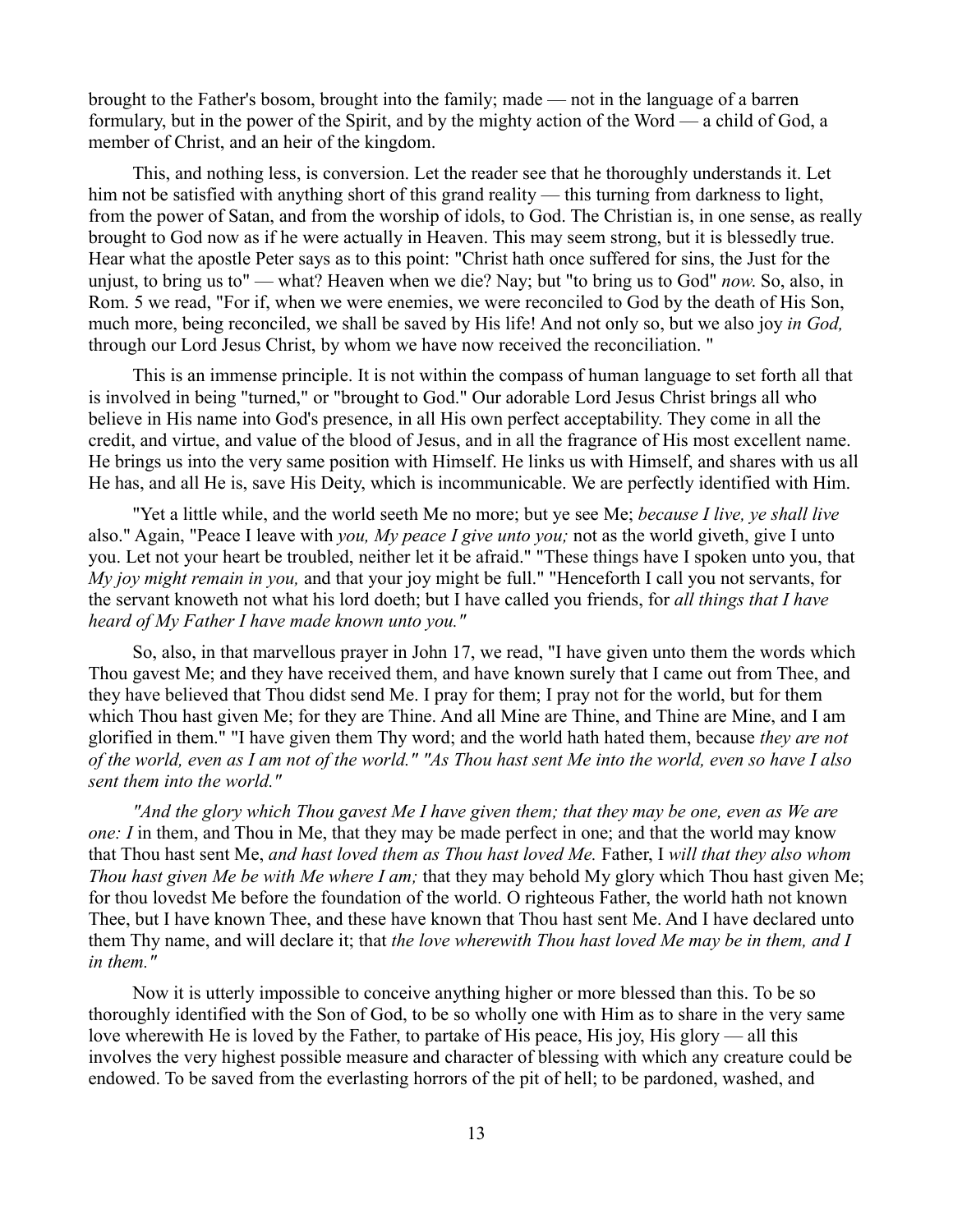brought to the Father's bosom, brought into the family; made — not in the language of a barren formulary, but in the power of the Spirit, and by the mighty action of the Word — a child of God, a member of Christ, and an heir of the kingdom.

This, and nothing less, is conversion. Let the reader see that he thoroughly understands it. Let him not be satisfied with anything short of this grand reality — this turning from darkness to light, from the power of Satan, and from the worship of idols, to God. The Christian is, in one sense, as really brought to God now as if he were actually in Heaven. This may seem strong, but it is blessedly true. Hear what the apostle Peter says as to this point: "Christ hath once suffered for sins, the Just for the unjust, to bring us to" — what? Heaven when we die? Nay; but "to bring us to God" *now.* So, also, in Rom. 5 we read, "For if, when we were enemies, we were reconciled to God by the death of His Son, much more, being reconciled, we shall be saved by His life! And not only so, but we also joy *in God,* through our Lord Jesus Christ, by whom we have now received the reconciliation. "

This is an immense principle. It is not within the compass of human language to set forth all that is involved in being "turned," or "brought to God." Our adorable Lord Jesus Christ brings all who believe in His name into God's presence, in all His own perfect acceptability. They come in all the credit, and virtue, and value of the blood of Jesus, and in all the fragrance of His most excellent name. He brings us into the very same position with Himself. He links us with Himself, and shares with us all He has, and all He is, save His Deity, which is incommunicable. We are perfectly identified with Him.

"Yet a little while, and the world seeth Me no more; but ye see Me; *because I live, ye shall live* also." Again, "Peace I leave with *you, My peace I give unto you;* not as the world giveth, give I unto you. Let not your heart be troubled, neither let it be afraid." "These things have I spoken unto you, that *My joy might remain in you,* and that your joy might be full." "Henceforth I call you not servants, for the servant knoweth not what his lord doeth; but I have called you friends, for *all things that I have heard of My Father I have made known unto you."*

So, also, in that marvellous prayer in John 17, we read, "I have given unto them the words which Thou gavest Me; and they have received them, and have known surely that I came out from Thee, and they have believed that Thou didst send Me. I pray for them; I pray not for the world, but for them which Thou hast given Me; for they are Thine. And all Mine are Thine, and Thine are Mine, and I am glorified in them." "I have given them Thy word; and the world hath hated them, because *they are not of the world, even as I am not of the world." "As Thou hast sent Me into the world, even so have I also sent them into the world."*

*"And the glory which Thou gavest Me I have given them; that they may be one, even as We are one: I* in them, and Thou in Me, that they may be made perfect in one; and that the world may know that Thou hast sent Me, *and hast loved them as Thou hast loved Me.* Father, I *will that they also whom Thou hast given Me be with Me where I am;* that they may behold My glory which Thou hast given Me; for thou lovedst Me before the foundation of the world. O righteous Father, the world hath not known Thee, but I have known Thee, and these have known that Thou hast sent Me. And I have declared unto them Thy name, and will declare it; that *the love wherewith Thou hast loved Me may be in them, and I in them."*

Now it is utterly impossible to conceive anything higher or more blessed than this. To be so thoroughly identified with the Son of God, to be so wholly one with Him as to share in the very same love wherewith He is loved by the Father, to partake of His peace, His joy, His glory — all this involves the very highest possible measure and character of blessing with which any creature could be endowed. To be saved from the everlasting horrors of the pit of hell; to be pardoned, washed, and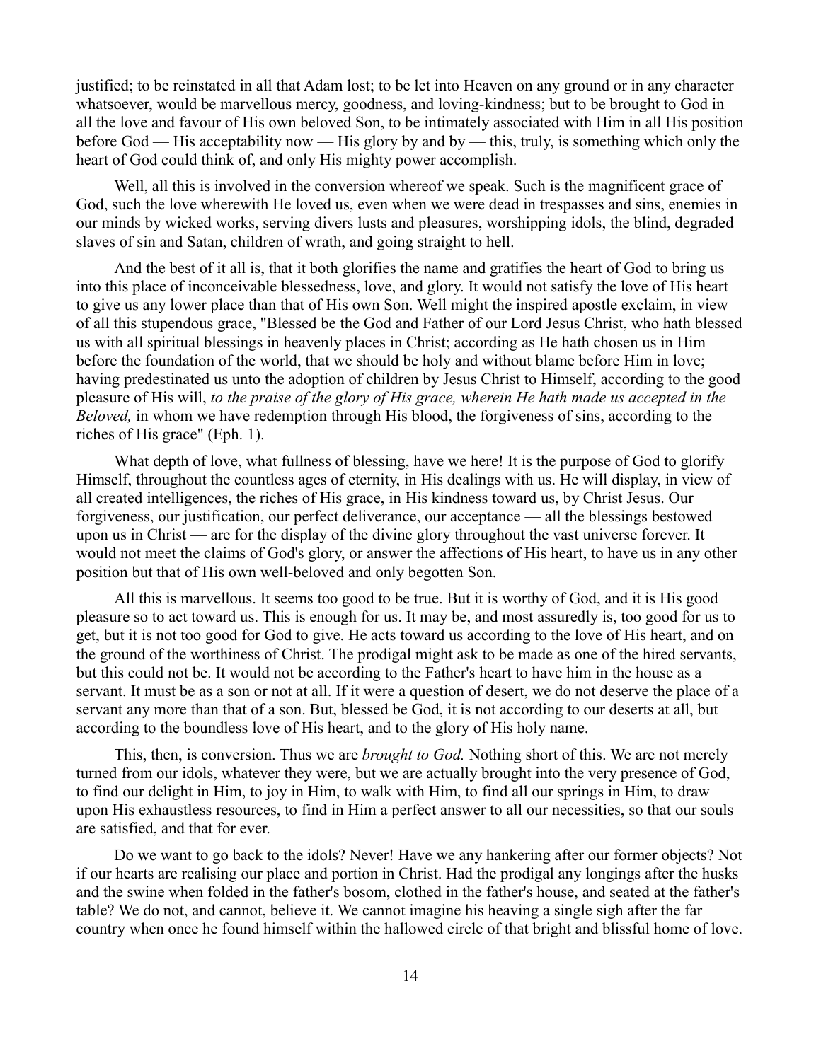justified; to be reinstated in all that Adam lost; to be let into Heaven on any ground or in any character whatsoever, would be marvellous mercy, goodness, and loving-kindness; but to be brought to God in all the love and favour of His own beloved Son, to be intimately associated with Him in all His position before God — His acceptability now — His glory by and by — this, truly, is something which only the heart of God could think of, and only His mighty power accomplish.

Well, all this is involved in the conversion whereof we speak. Such is the magnificent grace of God, such the love wherewith He loved us, even when we were dead in trespasses and sins, enemies in our minds by wicked works, serving divers lusts and pleasures, worshipping idols, the blind, degraded slaves of sin and Satan, children of wrath, and going straight to hell.

And the best of it all is, that it both glorifies the name and gratifies the heart of God to bring us into this place of inconceivable blessedness, love, and glory. It would not satisfy the love of His heart to give us any lower place than that of His own Son. Well might the inspired apostle exclaim, in view of all this stupendous grace, "Blessed be the God and Father of our Lord Jesus Christ, who hath blessed us with all spiritual blessings in heavenly places in Christ; according as He hath chosen us in Him before the foundation of the world, that we should be holy and without blame before Him in love; having predestinated us unto the adoption of children by Jesus Christ to Himself, according to the good pleasure of His will, *to the praise of the glory of His grace, wherein He hath made us accepted in the Beloved,* in whom we have redemption through His blood, the forgiveness of sins, according to the riches of His grace" (Eph. 1).

What depth of love, what fullness of blessing, have we here! It is the purpose of God to glorify Himself, throughout the countless ages of eternity, in His dealings with us. He will display, in view of all created intelligences, the riches of His grace, in His kindness toward us, by Christ Jesus. Our forgiveness, our justification, our perfect deliverance, our acceptance — all the blessings bestowed upon us in Christ — are for the display of the divine glory throughout the vast universe forever. It would not meet the claims of God's glory, or answer the affections of His heart, to have us in any other position but that of His own well-beloved and only begotten Son.

All this is marvellous. It seems too good to be true. But it is worthy of God, and it is His good pleasure so to act toward us. This is enough for us. It may be, and most assuredly is, too good for us to get, but it is not too good for God to give. He acts toward us according to the love of His heart, and on the ground of the worthiness of Christ. The prodigal might ask to be made as one of the hired servants, but this could not be. It would not be according to the Father's heart to have him in the house as a servant. It must be as a son or not at all. If it were a question of desert, we do not deserve the place of a servant any more than that of a son. But, blessed be God, it is not according to our deserts at all, but according to the boundless love of His heart, and to the glory of His holy name.

This, then, is conversion. Thus we are *brought to God.* Nothing short of this. We are not merely turned from our idols, whatever they were, but we are actually brought into the very presence of God, to find our delight in Him, to joy in Him, to walk with Him, to find all our springs in Him, to draw upon His exhaustless resources, to find in Him a perfect answer to all our necessities, so that our souls are satisfied, and that for ever.

Do we want to go back to the idols? Never! Have we any hankering after our former objects? Not if our hearts are realising our place and portion in Christ. Had the prodigal any longings after the husks and the swine when folded in the father's bosom, clothed in the father's house, and seated at the father's table? We do not, and cannot, believe it. We cannot imagine his heaving a single sigh after the far country when once he found himself within the hallowed circle of that bright and blissful home of love.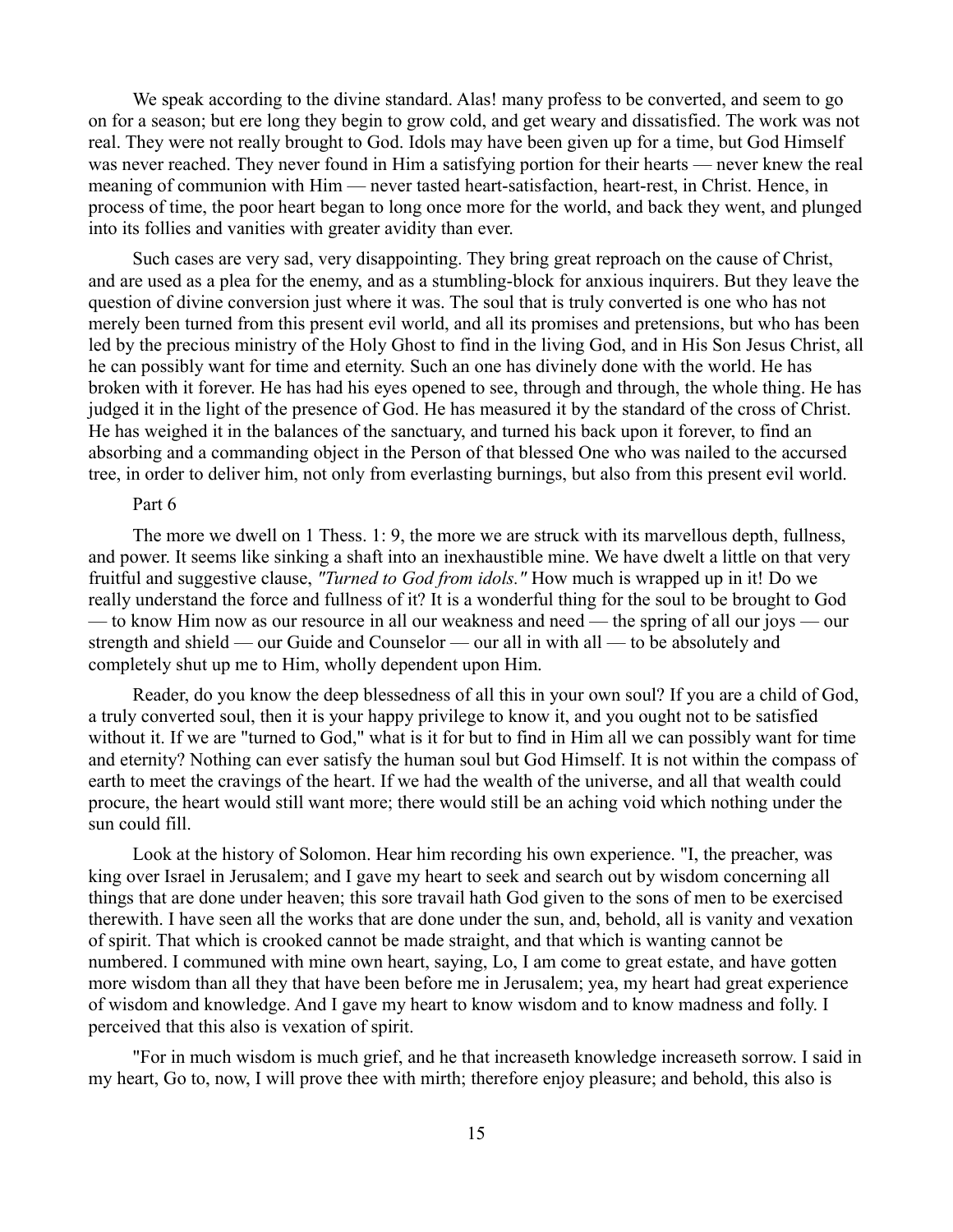We speak according to the divine standard. Alas! many profess to be converted, and seem to go on for a season; but ere long they begin to grow cold, and get weary and dissatisfied. The work was not real. They were not really brought to God. Idols may have been given up for a time, but God Himself was never reached. They never found in Him a satisfying portion for their hearts — never knew the real meaning of communion with Him — never tasted heart-satisfaction, heart-rest, in Christ. Hence, in process of time, the poor heart began to long once more for the world, and back they went, and plunged into its follies and vanities with greater avidity than ever.

Such cases are very sad, very disappointing. They bring great reproach on the cause of Christ, and are used as a plea for the enemy, and as a stumbling-block for anxious inquirers. But they leave the question of divine conversion just where it was. The soul that is truly converted is one who has not merely been turned from this present evil world, and all its promises and pretensions, but who has been led by the precious ministry of the Holy Ghost to find in the living God, and in His Son Jesus Christ, all he can possibly want for time and eternity. Such an one has divinely done with the world. He has broken with it forever. He has had his eyes opened to see, through and through, the whole thing. He has judged it in the light of the presence of God. He has measured it by the standard of the cross of Christ. He has weighed it in the balances of the sanctuary, and turned his back upon it forever, to find an absorbing and a commanding object in the Person of that blessed One who was nailed to the accursed tree, in order to deliver him, not only from everlasting burnings, but also from this present evil world.

Part 6

The more we dwell on 1 Thess. 1: 9, the more we are struck with its marvellous depth, fullness, and power. It seems like sinking a shaft into an inexhaustible mine. We have dwelt a little on that very fruitful and suggestive clause, *"Turned to God from idols."* How much is wrapped up in it! Do we really understand the force and fullness of it? It is a wonderful thing for the soul to be brought to God — to know Him now as our resource in all our weakness and need — the spring of all our joys — our strength and shield — our Guide and Counselor — our all in with all — to be absolutely and completely shut up me to Him, wholly dependent upon Him.

Reader, do you know the deep blessedness of all this in your own soul? If you are a child of God, a truly converted soul, then it is your happy privilege to know it, and you ought not to be satisfied without it. If we are "turned to God," what is it for but to find in Him all we can possibly want for time and eternity? Nothing can ever satisfy the human soul but God Himself. It is not within the compass of earth to meet the cravings of the heart. If we had the wealth of the universe, and all that wealth could procure, the heart would still want more; there would still be an aching void which nothing under the sun could fill.

Look at the history of Solomon. Hear him recording his own experience. "I, the preacher, was king over Israel in Jerusalem; and I gave my heart to seek and search out by wisdom concerning all things that are done under heaven; this sore travail hath God given to the sons of men to be exercised therewith. I have seen all the works that are done under the sun, and, behold, all is vanity and vexation of spirit. That which is crooked cannot be made straight, and that which is wanting cannot be numbered. I communed with mine own heart, saying, Lo, I am come to great estate, and have gotten more wisdom than all they that have been before me in Jerusalem; yea, my heart had great experience of wisdom and knowledge. And I gave my heart to know wisdom and to know madness and folly. I perceived that this also is vexation of spirit.

"For in much wisdom is much grief, and he that increaseth knowledge increaseth sorrow. I said in my heart, Go to, now, I will prove thee with mirth; therefore enjoy pleasure; and behold, this also is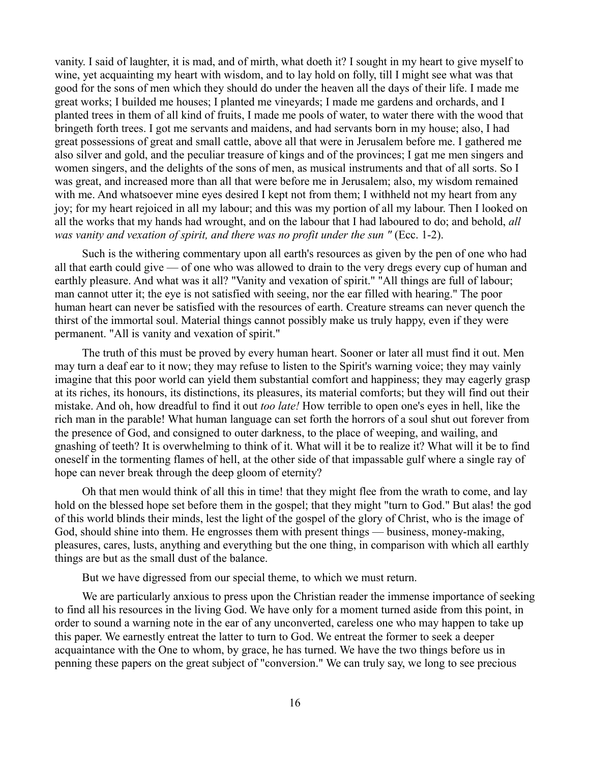vanity. I said of laughter, it is mad, and of mirth, what doeth it? I sought in my heart to give myself to wine, yet acquainting my heart with wisdom, and to lay hold on folly, till I might see what was that good for the sons of men which they should do under the heaven all the days of their life. I made me great works; I builded me houses; I planted me vineyards; I made me gardens and orchards, and I planted trees in them of all kind of fruits, I made me pools of water, to water there with the wood that bringeth forth trees. I got me servants and maidens, and had servants born in my house; also, I had great possessions of great and small cattle, above all that were in Jerusalem before me. I gathered me also silver and gold, and the peculiar treasure of kings and of the provinces; I gat me men singers and women singers, and the delights of the sons of men, as musical instruments and that of all sorts. So I was great, and increased more than all that were before me in Jerusalem; also, my wisdom remained with me. And whatsoever mine eyes desired I kept not from them; I withheld not my heart from any joy; for my heart rejoiced in all my labour; and this was my portion of all my labour. Then I looked on all the works that my hands had wrought, and on the labour that I had laboured to do; and behold, *all was vanity and vexation of spirit, and there was no profit under the sun "* (Ecc. 1-2).

Such is the withering commentary upon all earth's resources as given by the pen of one who had all that earth could give — of one who was allowed to drain to the very dregs every cup of human and earthly pleasure. And what was it all? "Vanity and vexation of spirit." "All things are full of labour; man cannot utter it; the eye is not satisfied with seeing, nor the ear filled with hearing." The poor human heart can never be satisfied with the resources of earth. Creature streams can never quench the thirst of the immortal soul. Material things cannot possibly make us truly happy, even if they were permanent. "All is vanity and vexation of spirit."

The truth of this must be proved by every human heart. Sooner or later all must find it out. Men may turn a deaf ear to it now; they may refuse to listen to the Spirit's warning voice; they may vainly imagine that this poor world can yield them substantial comfort and happiness; they may eagerly grasp at its riches, its honours, its distinctions, its pleasures, its material comforts; but they will find out their mistake. And oh, how dreadful to find it out *too late!* How terrible to open one's eyes in hell, like the rich man in the parable! What human language can set forth the horrors of a soul shut out forever from the presence of God, and consigned to outer darkness, to the place of weeping, and wailing, and gnashing of teeth? It is overwhelming to think of it. What will it be to realize it? What will it be to find oneself in the tormenting flames of hell, at the other side of that impassable gulf where a single ray of hope can never break through the deep gloom of eternity?

Oh that men would think of all this in time! that they might flee from the wrath to come, and lay hold on the blessed hope set before them in the gospel; that they might "turn to God." But alas! the god of this world blinds their minds, lest the light of the gospel of the glory of Christ, who is the image of God, should shine into them. He engrosses them with present things — business, money-making, pleasures, cares, lusts, anything and everything but the one thing, in comparison with which all earthly things are but as the small dust of the balance.

But we have digressed from our special theme, to which we must return.

We are particularly anxious to press upon the Christian reader the immense importance of seeking to find all his resources in the living God. We have only for a moment turned aside from this point, in order to sound a warning note in the ear of any unconverted, careless one who may happen to take up this paper. We earnestly entreat the latter to turn to God. We entreat the former to seek a deeper acquaintance with the One to whom, by grace, he has turned. We have the two things before us in penning these papers on the great subject of "conversion." We can truly say, we long to see precious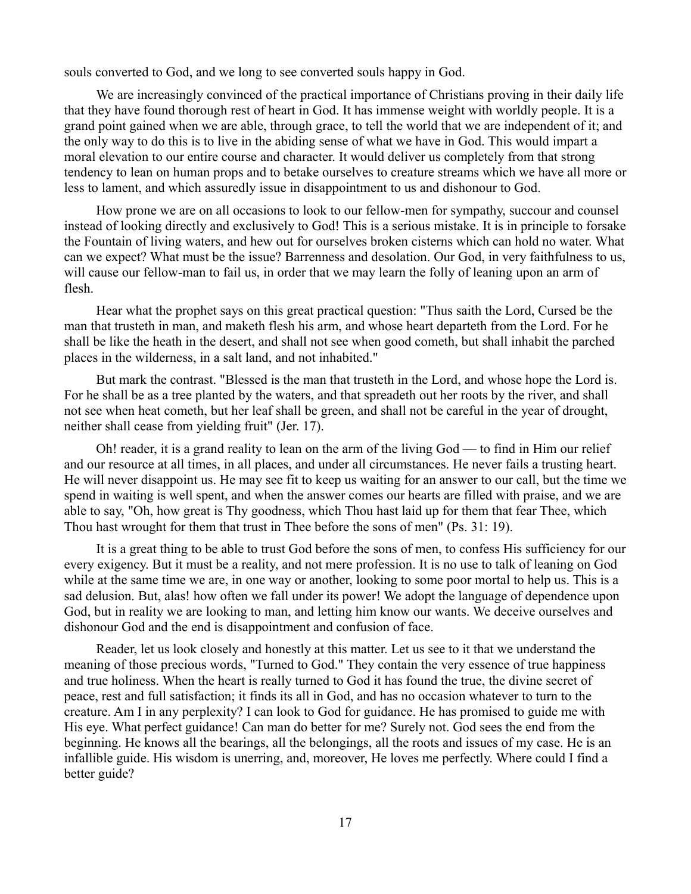souls converted to God, and we long to see converted souls happy in God.

We are increasingly convinced of the practical importance of Christians proving in their daily life that they have found thorough rest of heart in God. It has immense weight with worldly people. It is a grand point gained when we are able, through grace, to tell the world that we are independent of it; and the only way to do this is to live in the abiding sense of what we have in God. This would impart a moral elevation to our entire course and character. It would deliver us completely from that strong tendency to lean on human props and to betake ourselves to creature streams which we have all more or less to lament, and which assuredly issue in disappointment to us and dishonour to God.

How prone we are on all occasions to look to our fellow-men for sympathy, succour and counsel instead of looking directly and exclusively to God! This is a serious mistake. It is in principle to forsake the Fountain of living waters, and hew out for ourselves broken cisterns which can hold no water. What can we expect? What must be the issue? Barrenness and desolation. Our God, in very faithfulness to us, will cause our fellow-man to fail us, in order that we may learn the folly of leaning upon an arm of flesh.

Hear what the prophet says on this great practical question: "Thus saith the Lord, Cursed be the man that trusteth in man, and maketh flesh his arm, and whose heart departeth from the Lord. For he shall be like the heath in the desert, and shall not see when good cometh, but shall inhabit the parched places in the wilderness, in a salt land, and not inhabited."

But mark the contrast. "Blessed is the man that trusteth in the Lord, and whose hope the Lord is. For he shall be as a tree planted by the waters, and that spreadeth out her roots by the river, and shall not see when heat cometh, but her leaf shall be green, and shall not be careful in the year of drought, neither shall cease from yielding fruit" (Jer. 17).

Oh! reader, it is a grand reality to lean on the arm of the living God — to find in Him our relief and our resource at all times, in all places, and under all circumstances. He never fails a trusting heart. He will never disappoint us. He may see fit to keep us waiting for an answer to our call, but the time we spend in waiting is well spent, and when the answer comes our hearts are filled with praise, and we are able to say, "Oh, how great is Thy goodness, which Thou hast laid up for them that fear Thee, which Thou hast wrought for them that trust in Thee before the sons of men" (Ps. 31: 19).

It is a great thing to be able to trust God before the sons of men, to confess His sufficiency for our every exigency. But it must be a reality, and not mere profession. It is no use to talk of leaning on God while at the same time we are, in one way or another, looking to some poor mortal to help us. This is a sad delusion. But, alas! how often we fall under its power! We adopt the language of dependence upon God, but in reality we are looking to man, and letting him know our wants. We deceive ourselves and dishonour God and the end is disappointment and confusion of face.

Reader, let us look closely and honestly at this matter. Let us see to it that we understand the meaning of those precious words, "Turned to God." They contain the very essence of true happiness and true holiness. When the heart is really turned to God it has found the true, the divine secret of peace, rest and full satisfaction; it finds its all in God, and has no occasion whatever to turn to the creature. Am I in any perplexity? I can look to God for guidance. He has promised to guide me with His eye. What perfect guidance! Can man do better for me? Surely not. God sees the end from the beginning. He knows all the bearings, all the belongings, all the roots and issues of my case. He is an infallible guide. His wisdom is unerring, and, moreover, He loves me perfectly. Where could I find a better guide?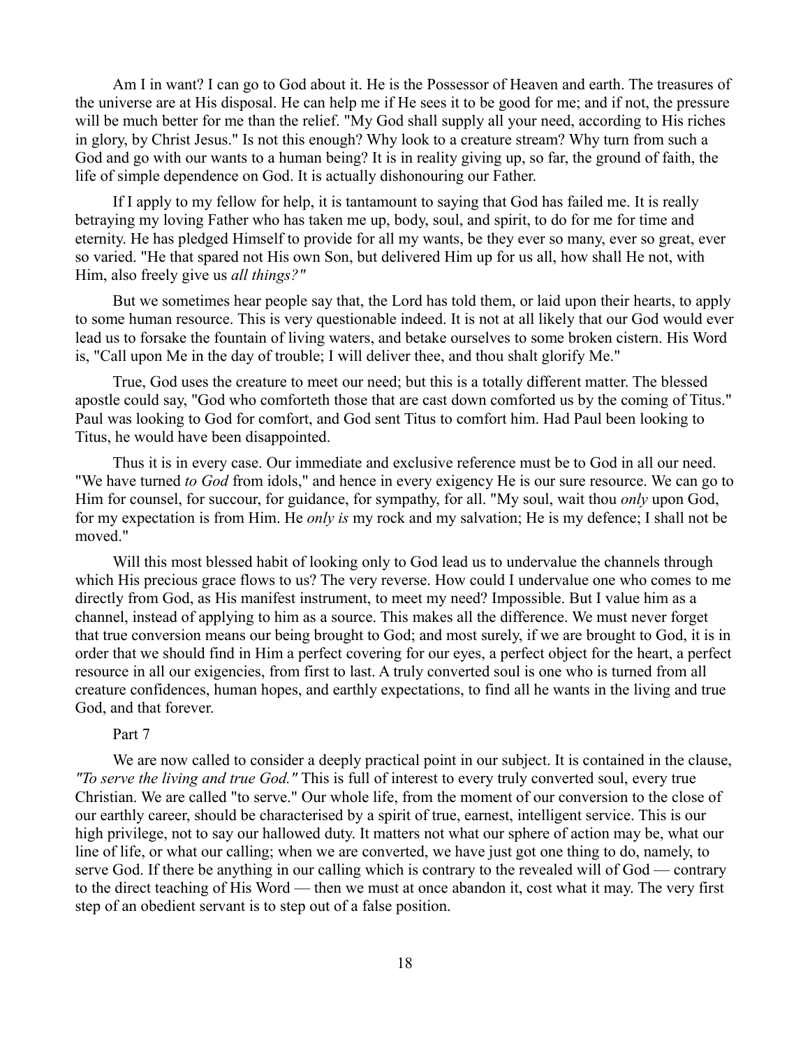Am I in want? I can go to God about it. He is the Possessor of Heaven and earth. The treasures of the universe are at His disposal. He can help me if He sees it to be good for me; and if not, the pressure will be much better for me than the relief. "My God shall supply all your need, according to His riches in glory, by Christ Jesus." Is not this enough? Why look to a creature stream? Why turn from such a God and go with our wants to a human being? It is in reality giving up, so far, the ground of faith, the life of simple dependence on God. It is actually dishonouring our Father.

If I apply to my fellow for help, it is tantamount to saying that God has failed me. It is really betraying my loving Father who has taken me up, body, soul, and spirit, to do for me for time and eternity. He has pledged Himself to provide for all my wants, be they ever so many, ever so great, ever so varied. "He that spared not His own Son, but delivered Him up for us all, how shall He not, with Him, also freely give us *all things?"*

But we sometimes hear people say that, the Lord has told them, or laid upon their hearts, to apply to some human resource. This is very questionable indeed. It is not at all likely that our God would ever lead us to forsake the fountain of living waters, and betake ourselves to some broken cistern. His Word is, "Call upon Me in the day of trouble; I will deliver thee, and thou shalt glorify Me."

True, God uses the creature to meet our need; but this is a totally different matter. The blessed apostle could say, "God who comforteth those that are cast down comforted us by the coming of Titus." Paul was looking to God for comfort, and God sent Titus to comfort him. Had Paul been looking to Titus, he would have been disappointed.

Thus it is in every case. Our immediate and exclusive reference must be to God in all our need. "We have turned *to God* from idols," and hence in every exigency He is our sure resource. We can go to Him for counsel, for succour, for guidance, for sympathy, for all. "My soul, wait thou *only* upon God, for my expectation is from Him. He *only is* my rock and my salvation; He is my defence; I shall not be moved."

Will this most blessed habit of looking only to God lead us to undervalue the channels through which His precious grace flows to us? The very reverse. How could I undervalue one who comes to me directly from God, as His manifest instrument, to meet my need? Impossible. But I value him as a channel, instead of applying to him as a source. This makes all the difference. We must never forget that true conversion means our being brought to God; and most surely, if we are brought to God, it is in order that we should find in Him a perfect covering for our eyes, a perfect object for the heart, a perfect resource in all our exigencies, from first to last. A truly converted soul is one who is turned from all creature confidences, human hopes, and earthly expectations, to find all he wants in the living and true God, and that forever.

Part 7

We are now called to consider a deeply practical point in our subject. It is contained in the clause, *"To serve the living and true God."* This is full of interest to every truly converted soul, every true Christian. We are called "to serve." Our whole life, from the moment of our conversion to the close of our earthly career, should be characterised by a spirit of true, earnest, intelligent service. This is our high privilege, not to say our hallowed duty. It matters not what our sphere of action may be, what our line of life, or what our calling; when we are converted, we have just got one thing to do, namely, to serve God. If there be anything in our calling which is contrary to the revealed will of God — contrary to the direct teaching of His Word — then we must at once abandon it, cost what it may. The very first step of an obedient servant is to step out of a false position.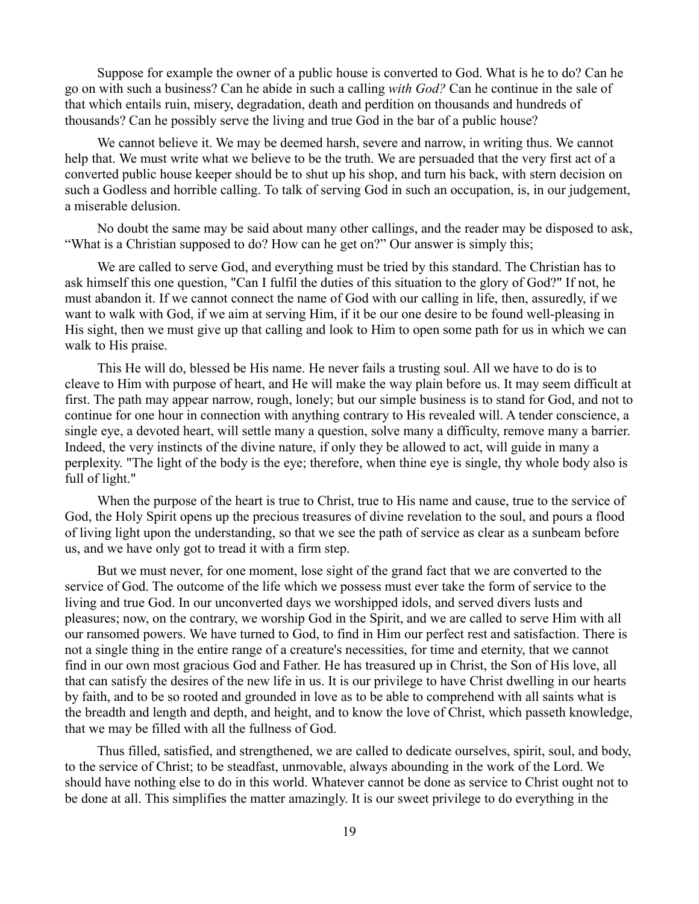Suppose for example the owner of a public house is converted to God. What is he to do? Can he go on with such a business? Can he abide in such a calling *with God?* Can he continue in the sale of that which entails ruin, misery, degradation, death and perdition on thousands and hundreds of thousands? Can he possibly serve the living and true God in the bar of a public house?

We cannot believe it. We may be deemed harsh, severe and narrow, in writing thus. We cannot help that. We must write what we believe to be the truth. We are persuaded that the very first act of a converted public house keeper should be to shut up his shop, and turn his back, with stern decision on such a Godless and horrible calling. To talk of serving God in such an occupation, is, in our judgement, a miserable delusion.

No doubt the same may be said about many other callings, and the reader may be disposed to ask, "What is a Christian supposed to do? How can he get on?" Our answer is simply this;

We are called to serve God, and everything must be tried by this standard. The Christian has to ask himself this one question, "Can I fulfil the duties of this situation to the glory of God?" If not, he must abandon it. If we cannot connect the name of God with our calling in life, then, assuredly, if we want to walk with God, if we aim at serving Him, if it be our one desire to be found well-pleasing in His sight, then we must give up that calling and look to Him to open some path for us in which we can walk to His praise.

This He will do, blessed be His name. He never fails a trusting soul. All we have to do is to cleave to Him with purpose of heart, and He will make the way plain before us. It may seem difficult at first. The path may appear narrow, rough, lonely; but our simple business is to stand for God, and not to continue for one hour in connection with anything contrary to His revealed will. A tender conscience, a single eye, a devoted heart, will settle many a question, solve many a difficulty, remove many a barrier. Indeed, the very instincts of the divine nature, if only they be allowed to act, will guide in many a perplexity. "The light of the body is the eye; therefore, when thine eye is single, thy whole body also is full of light."

When the purpose of the heart is true to Christ, true to His name and cause, true to the service of God, the Holy Spirit opens up the precious treasures of divine revelation to the soul, and pours a flood of living light upon the understanding, so that we see the path of service as clear as a sunbeam before us, and we have only got to tread it with a firm step.

But we must never, for one moment, lose sight of the grand fact that we are converted to the service of God. The outcome of the life which we possess must ever take the form of service to the living and true God. In our unconverted days we worshipped idols, and served divers lusts and pleasures; now, on the contrary, we worship God in the Spirit, and we are called to serve Him with all our ransomed powers. We have turned to God, to find in Him our perfect rest and satisfaction. There is not a single thing in the entire range of a creature's necessities, for time and eternity, that we cannot find in our own most gracious God and Father. He has treasured up in Christ, the Son of His love, all that can satisfy the desires of the new life in us. It is our privilege to have Christ dwelling in our hearts by faith, and to be so rooted and grounded in love as to be able to comprehend with all saints what is the breadth and length and depth, and height, and to know the love of Christ, which passeth knowledge, that we may be filled with all the fullness of God.

Thus filled, satisfied, and strengthened, we are called to dedicate ourselves, spirit, soul, and body, to the service of Christ; to be steadfast, unmovable, always abounding in the work of the Lord. We should have nothing else to do in this world. Whatever cannot be done as service to Christ ought not to be done at all. This simplifies the matter amazingly. It is our sweet privilege to do everything in the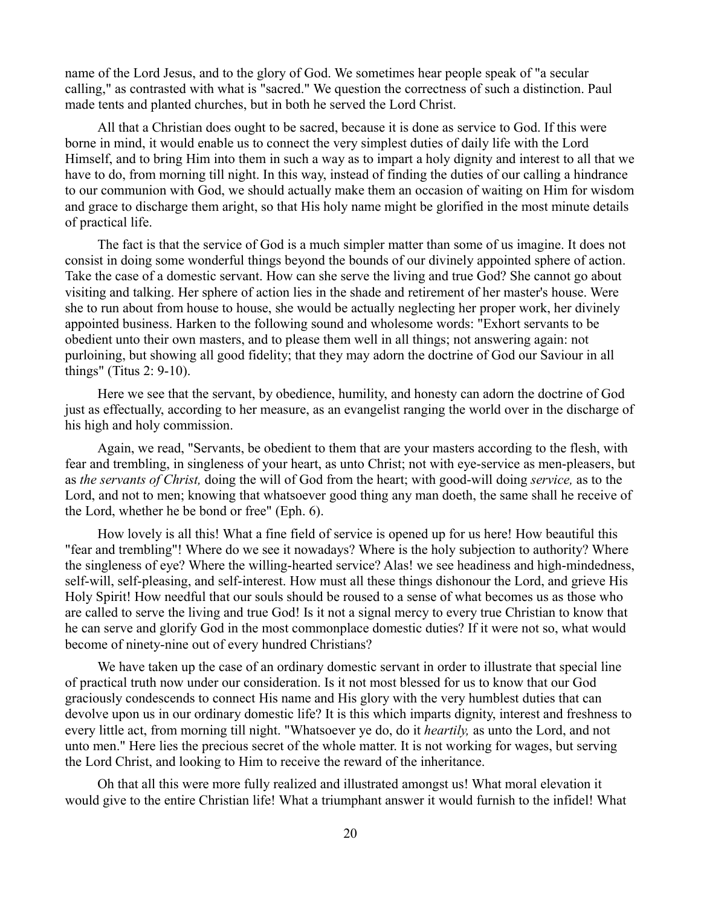name of the Lord Jesus, and to the glory of God. We sometimes hear people speak of "a secular calling," as contrasted with what is "sacred." We question the correctness of such a distinction. Paul made tents and planted churches, but in both he served the Lord Christ.

All that a Christian does ought to be sacred, because it is done as service to God. If this were borne in mind, it would enable us to connect the very simplest duties of daily life with the Lord Himself, and to bring Him into them in such a way as to impart a holy dignity and interest to all that we have to do, from morning till night. In this way, instead of finding the duties of our calling a hindrance to our communion with God, we should actually make them an occasion of waiting on Him for wisdom and grace to discharge them aright, so that His holy name might be glorified in the most minute details of practical life.

The fact is that the service of God is a much simpler matter than some of us imagine. It does not consist in doing some wonderful things beyond the bounds of our divinely appointed sphere of action. Take the case of a domestic servant. How can she serve the living and true God? She cannot go about visiting and talking. Her sphere of action lies in the shade and retirement of her master's house. Were she to run about from house to house, she would be actually neglecting her proper work, her divinely appointed business. Harken to the following sound and wholesome words: "Exhort servants to be obedient unto their own masters, and to please them well in all things; not answering again: not purloining, but showing all good fidelity; that they may adorn the doctrine of God our Saviour in all things" (Titus 2: 9-10).

Here we see that the servant, by obedience, humility, and honesty can adorn the doctrine of God just as effectually, according to her measure, as an evangelist ranging the world over in the discharge of his high and holy commission.

Again, we read, "Servants, be obedient to them that are your masters according to the flesh, with fear and trembling, in singleness of your heart, as unto Christ; not with eye-service as men-pleasers, but as *the servants of Christ,* doing the will of God from the heart; with good-will doing *service,* as to the Lord, and not to men; knowing that whatsoever good thing any man doeth, the same shall he receive of the Lord, whether he be bond or free" (Eph. 6).

How lovely is all this! What a fine field of service is opened up for us here! How beautiful this "fear and trembling"! Where do we see it nowadays? Where is the holy subjection to authority? Where the singleness of eye? Where the willing-hearted service? Alas! we see headiness and high-mindedness, self-will, self-pleasing, and self-interest. How must all these things dishonour the Lord, and grieve His Holy Spirit! How needful that our souls should be roused to a sense of what becomes us as those who are called to serve the living and true God! Is it not a signal mercy to every true Christian to know that he can serve and glorify God in the most commonplace domestic duties? If it were not so, what would become of ninety-nine out of every hundred Christians?

We have taken up the case of an ordinary domestic servant in order to illustrate that special line of practical truth now under our consideration. Is it not most blessed for us to know that our God graciously condescends to connect His name and His glory with the very humblest duties that can devolve upon us in our ordinary domestic life? It is this which imparts dignity, interest and freshness to every little act, from morning till night. "Whatsoever ye do, do it *heartily,* as unto the Lord, and not unto men." Here lies the precious secret of the whole matter. It is not working for wages, but serving the Lord Christ, and looking to Him to receive the reward of the inheritance.

Oh that all this were more fully realized and illustrated amongst us! What moral elevation it would give to the entire Christian life! What a triumphant answer it would furnish to the infidel! What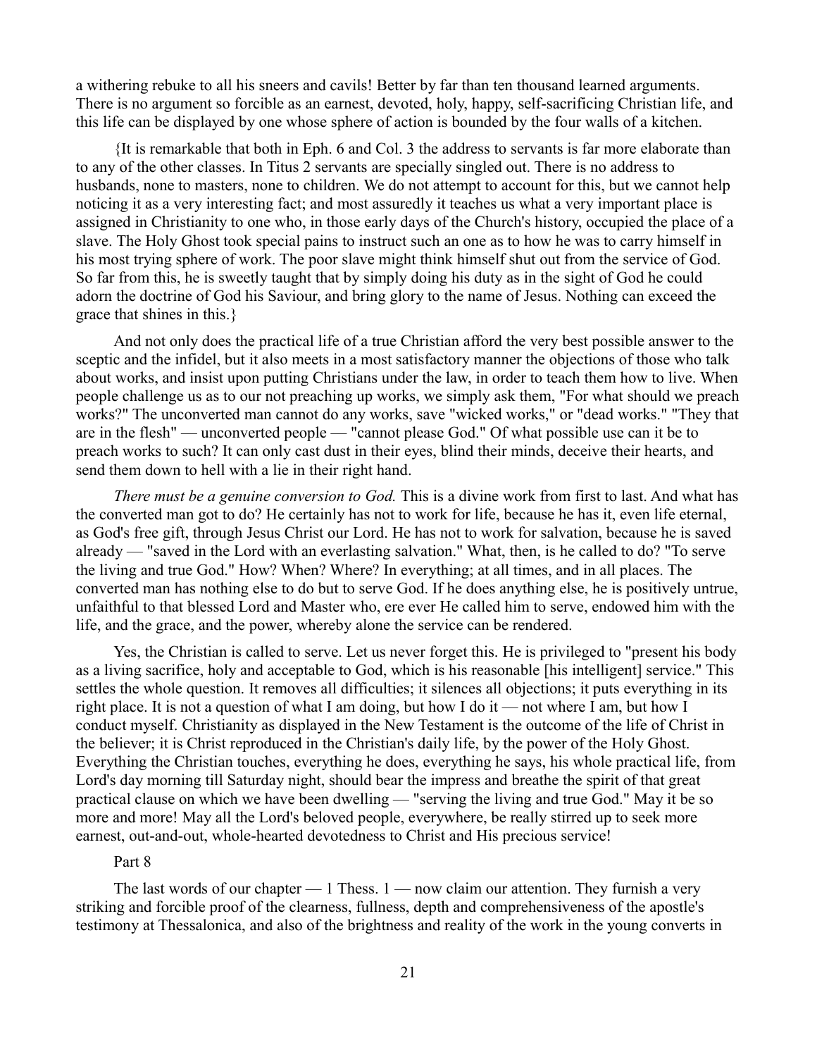a withering rebuke to all his sneers and cavils! Better by far than ten thousand learned arguments. There is no argument so forcible as an earnest, devoted, holy, happy, self-sacrificing Christian life, and this life can be displayed by one whose sphere of action is bounded by the four walls of a kitchen.

{It is remarkable that both in Eph. 6 and Col. 3 the address to servants is far more elaborate than to any of the other classes. In Titus 2 servants are specially singled out. There is no address to husbands, none to masters, none to children. We do not attempt to account for this, but we cannot help noticing it as a very interesting fact; and most assuredly it teaches us what a very important place is assigned in Christianity to one who, in those early days of the Church's history, occupied the place of a slave. The Holy Ghost took special pains to instruct such an one as to how he was to carry himself in his most trying sphere of work. The poor slave might think himself shut out from the service of God. So far from this, he is sweetly taught that by simply doing his duty as in the sight of God he could adorn the doctrine of God his Saviour, and bring glory to the name of Jesus. Nothing can exceed the grace that shines in this.}

And not only does the practical life of a true Christian afford the very best possible answer to the sceptic and the infidel, but it also meets in a most satisfactory manner the objections of those who talk about works, and insist upon putting Christians under the law, in order to teach them how to live. When people challenge us as to our not preaching up works, we simply ask them, "For what should we preach works?" The unconverted man cannot do any works, save "wicked works," or "dead works." "They that are in the flesh" — unconverted people — "cannot please God." Of what possible use can it be to preach works to such? It can only cast dust in their eyes, blind their minds, deceive their hearts, and send them down to hell with a lie in their right hand.

*There must be a genuine conversion to God.* This is a divine work from first to last. And what has the converted man got to do? He certainly has not to work for life, because he has it, even life eternal, as God's free gift, through Jesus Christ our Lord. He has not to work for salvation, because he is saved already — "saved in the Lord with an everlasting salvation." What, then, is he called to do? "To serve the living and true God." How? When? Where? In everything; at all times, and in all places. The converted man has nothing else to do but to serve God. If he does anything else, he is positively untrue, unfaithful to that blessed Lord and Master who, ere ever He called him to serve, endowed him with the life, and the grace, and the power, whereby alone the service can be rendered.

Yes, the Christian is called to serve. Let us never forget this. He is privileged to "present his body as a living sacrifice, holy and acceptable to God, which is his reasonable [his intelligent] service." This settles the whole question. It removes all difficulties; it silences all objections; it puts everything in its right place. It is not a question of what I am doing, but how I do it — not where I am, but how I conduct myself. Christianity as displayed in the New Testament is the outcome of the life of Christ in the believer; it is Christ reproduced in the Christian's daily life, by the power of the Holy Ghost. Everything the Christian touches, everything he does, everything he says, his whole practical life, from Lord's day morning till Saturday night, should bear the impress and breathe the spirit of that great practical clause on which we have been dwelling — "serving the living and true God." May it be so more and more! May all the Lord's beloved people, everywhere, be really stirred up to seek more earnest, out-and-out, whole-hearted devotedness to Christ and His precious service!

Part 8

The last words of our chapter — 1 Thess. 1 — now claim our attention. They furnish a very striking and forcible proof of the clearness, fullness, depth and comprehensiveness of the apostle's testimony at Thessalonica, and also of the brightness and reality of the work in the young converts in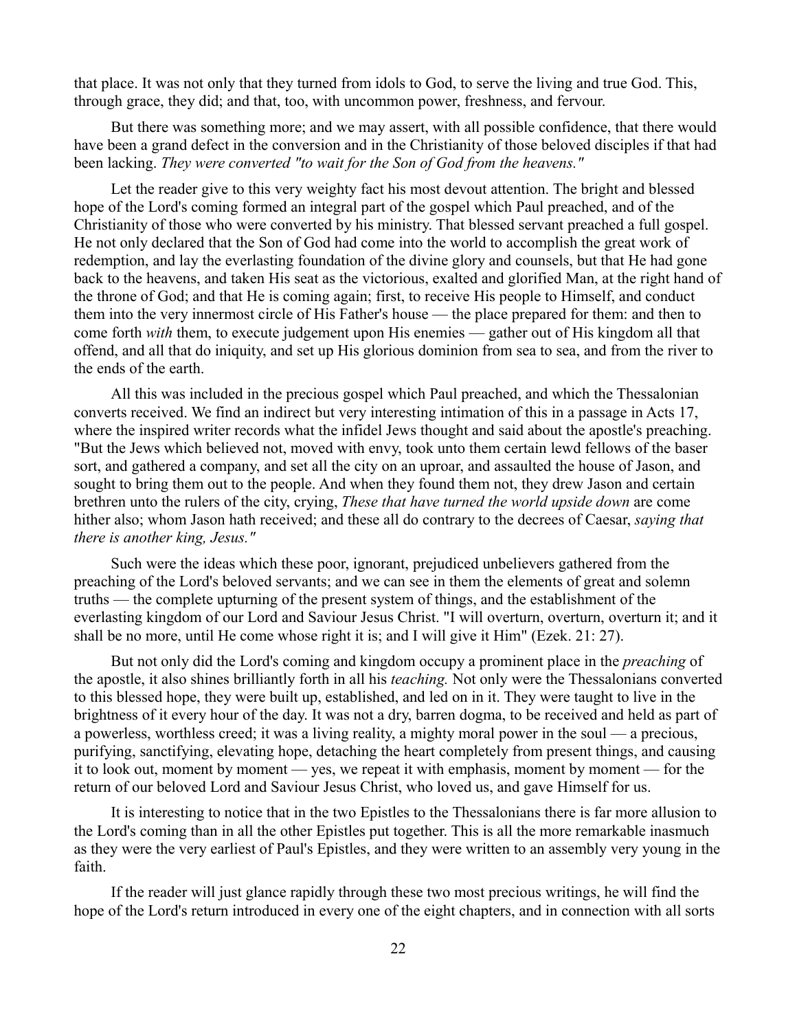that place. It was not only that they turned from idols to God, to serve the living and true God. This, through grace, they did; and that, too, with uncommon power, freshness, and fervour.

But there was something more; and we may assert, with all possible confidence, that there would have been a grand defect in the conversion and in the Christianity of those beloved disciples if that had been lacking. *They were converted "to wait for the Son of God from the heavens."*

Let the reader give to this very weighty fact his most devout attention. The bright and blessed hope of the Lord's coming formed an integral part of the gospel which Paul preached, and of the Christianity of those who were converted by his ministry. That blessed servant preached a full gospel. He not only declared that the Son of God had come into the world to accomplish the great work of redemption, and lay the everlasting foundation of the divine glory and counsels, but that He had gone back to the heavens, and taken His seat as the victorious, exalted and glorified Man, at the right hand of the throne of God; and that He is coming again; first, to receive His people to Himself, and conduct them into the very innermost circle of His Father's house — the place prepared for them: and then to come forth *with* them, to execute judgement upon His enemies — gather out of His kingdom all that offend, and all that do iniquity, and set up His glorious dominion from sea to sea, and from the river to the ends of the earth.

All this was included in the precious gospel which Paul preached, and which the Thessalonian converts received. We find an indirect but very interesting intimation of this in a passage in Acts 17, where the inspired writer records what the infidel Jews thought and said about the apostle's preaching. "But the Jews which believed not, moved with envy, took unto them certain lewd fellows of the baser sort, and gathered a company, and set all the city on an uproar, and assaulted the house of Jason, and sought to bring them out to the people. And when they found them not, they drew Jason and certain brethren unto the rulers of the city, crying, *These that have turned the world upside down* are come hither also; whom Jason hath received; and these all do contrary to the decrees of Caesar, *saying that there is another king, Jesus."*

Such were the ideas which these poor, ignorant, prejudiced unbelievers gathered from the preaching of the Lord's beloved servants; and we can see in them the elements of great and solemn truths — the complete upturning of the present system of things, and the establishment of the everlasting kingdom of our Lord and Saviour Jesus Christ. "I will overturn, overturn, overturn it; and it shall be no more, until He come whose right it is; and I will give it Him" (Ezek. 21: 27).

But not only did the Lord's coming and kingdom occupy a prominent place in the *preaching* of the apostle, it also shines brilliantly forth in all his *teaching.* Not only were the Thessalonians converted to this blessed hope, they were built up, established, and led on in it. They were taught to live in the brightness of it every hour of the day. It was not a dry, barren dogma, to be received and held as part of a powerless, worthless creed; it was a living reality, a mighty moral power in the soul — a precious, purifying, sanctifying, elevating hope, detaching the heart completely from present things, and causing it to look out, moment by moment — yes, we repeat it with emphasis, moment by moment — for the return of our beloved Lord and Saviour Jesus Christ, who loved us, and gave Himself for us.

It is interesting to notice that in the two Epistles to the Thessalonians there is far more allusion to the Lord's coming than in all the other Epistles put together. This is all the more remarkable inasmuch as they were the very earliest of Paul's Epistles, and they were written to an assembly very young in the faith.

If the reader will just glance rapidly through these two most precious writings, he will find the hope of the Lord's return introduced in every one of the eight chapters, and in connection with all sorts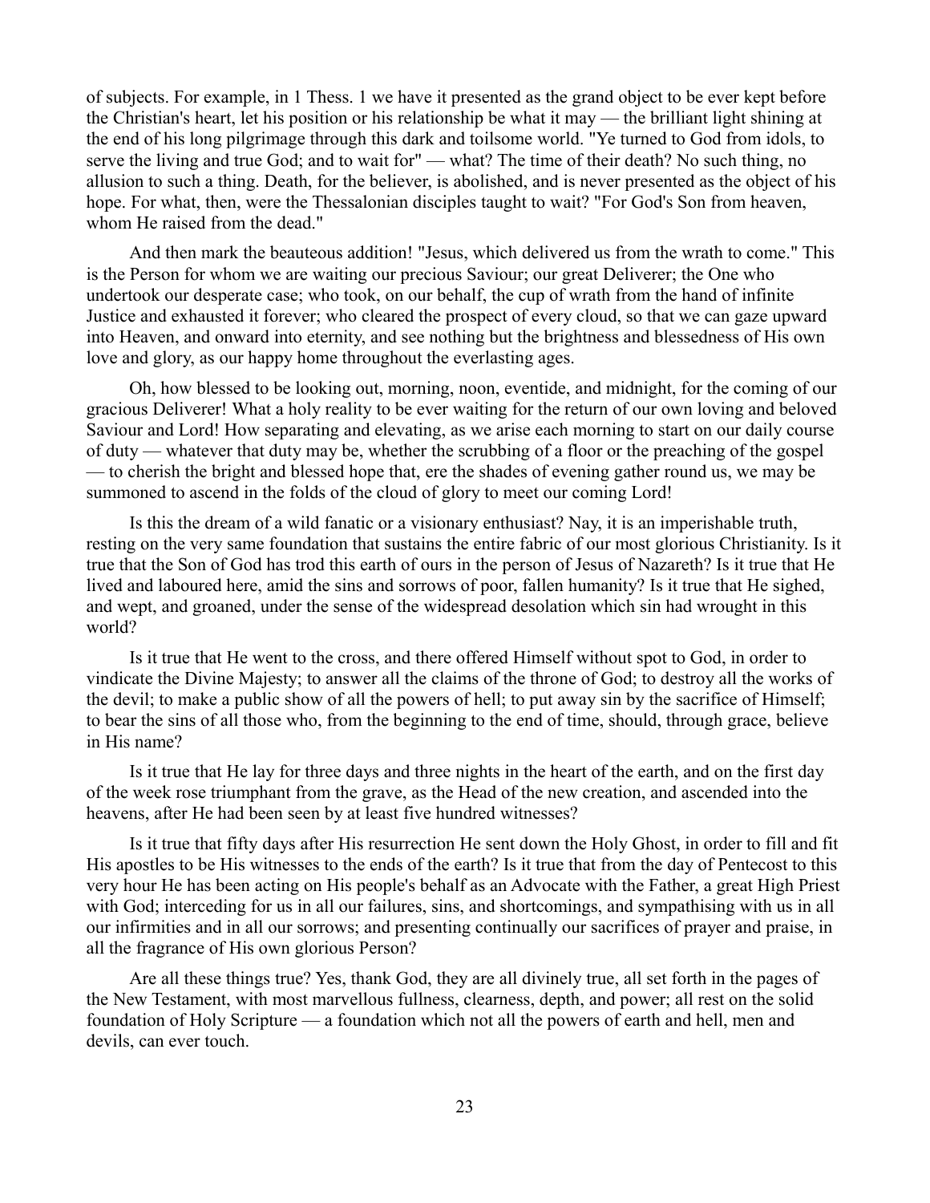of subjects. For example, in 1 Thess. 1 we have it presented as the grand object to be ever kept before the Christian's heart, let his position or his relationship be what it may — the brilliant light shining at the end of his long pilgrimage through this dark and toilsome world. "Ye turned to God from idols, to serve the living and true God; and to wait for" — what? The time of their death? No such thing, no allusion to such a thing. Death, for the believer, is abolished, and is never presented as the object of his hope. For what, then, were the Thessalonian disciples taught to wait? "For God's Son from heaven, whom He raised from the dead."

And then mark the beauteous addition! "Jesus, which delivered us from the wrath to come." This is the Person for whom we are waiting our precious Saviour; our great Deliverer; the One who undertook our desperate case; who took, on our behalf, the cup of wrath from the hand of infinite Justice and exhausted it forever; who cleared the prospect of every cloud, so that we can gaze upward into Heaven, and onward into eternity, and see nothing but the brightness and blessedness of His own love and glory, as our happy home throughout the everlasting ages.

Oh, how blessed to be looking out, morning, noon, eventide, and midnight, for the coming of our gracious Deliverer! What a holy reality to be ever waiting for the return of our own loving and beloved Saviour and Lord! How separating and elevating, as we arise each morning to start on our daily course of duty — whatever that duty may be, whether the scrubbing of a floor or the preaching of the gospel — to cherish the bright and blessed hope that, ere the shades of evening gather round us, we may be summoned to ascend in the folds of the cloud of glory to meet our coming Lord!

Is this the dream of a wild fanatic or a visionary enthusiast? Nay, it is an imperishable truth, resting on the very same foundation that sustains the entire fabric of our most glorious Christianity. Is it true that the Son of God has trod this earth of ours in the person of Jesus of Nazareth? Is it true that He lived and laboured here, amid the sins and sorrows of poor, fallen humanity? Is it true that He sighed, and wept, and groaned, under the sense of the widespread desolation which sin had wrought in this world?

Is it true that He went to the cross, and there offered Himself without spot to God, in order to vindicate the Divine Majesty; to answer all the claims of the throne of God; to destroy all the works of the devil; to make a public show of all the powers of hell; to put away sin by the sacrifice of Himself; to bear the sins of all those who, from the beginning to the end of time, should, through grace, believe in His name?

Is it true that He lay for three days and three nights in the heart of the earth, and on the first day of the week rose triumphant from the grave, as the Head of the new creation, and ascended into the heavens, after He had been seen by at least five hundred witnesses?

Is it true that fifty days after His resurrection He sent down the Holy Ghost, in order to fill and fit His apostles to be His witnesses to the ends of the earth? Is it true that from the day of Pentecost to this very hour He has been acting on His people's behalf as an Advocate with the Father, a great High Priest with God; interceding for us in all our failures, sins, and shortcomings, and sympathising with us in all our infirmities and in all our sorrows; and presenting continually our sacrifices of prayer and praise, in all the fragrance of His own glorious Person?

Are all these things true? Yes, thank God, they are all divinely true, all set forth in the pages of the New Testament, with most marvellous fullness, clearness, depth, and power; all rest on the solid foundation of Holy Scripture — a foundation which not all the powers of earth and hell, men and devils, can ever touch.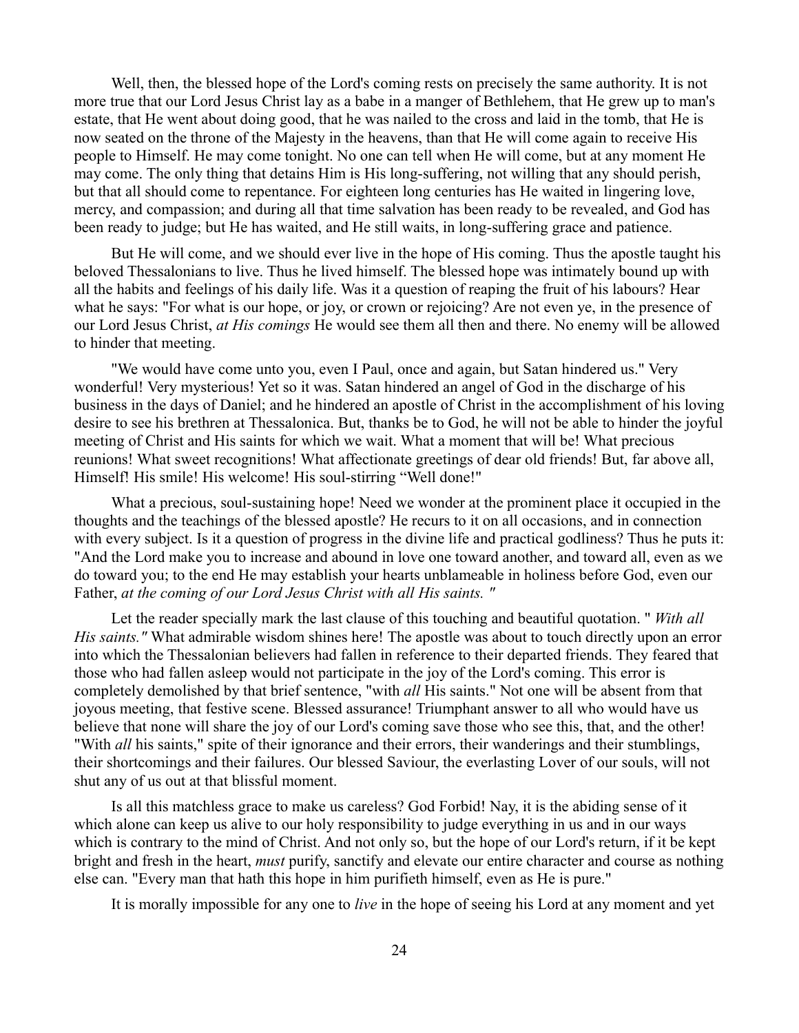Well, then, the blessed hope of the Lord's coming rests on precisely the same authority. It is not more true that our Lord Jesus Christ lay as a babe in a manger of Bethlehem, that He grew up to man's estate, that He went about doing good, that he was nailed to the cross and laid in the tomb, that He is now seated on the throne of the Majesty in the heavens, than that He will come again to receive His people to Himself. He may come tonight. No one can tell when He will come, but at any moment He may come. The only thing that detains Him is His long-suffering, not willing that any should perish, but that all should come to repentance. For eighteen long centuries has He waited in lingering love, mercy, and compassion; and during all that time salvation has been ready to be revealed, and God has been ready to judge; but He has waited, and He still waits, in long-suffering grace and patience.

But He will come, and we should ever live in the hope of His coming. Thus the apostle taught his beloved Thessalonians to live. Thus he lived himself. The blessed hope was intimately bound up with all the habits and feelings of his daily life. Was it a question of reaping the fruit of his labours? Hear what he says: "For what is our hope, or joy, or crown or rejoicing? Are not even ye, in the presence of our Lord Jesus Christ, *at His comings* He would see them all then and there. No enemy will be allowed to hinder that meeting.

"We would have come unto you, even I Paul, once and again, but Satan hindered us." Very wonderful! Very mysterious! Yet so it was. Satan hindered an angel of God in the discharge of his business in the days of Daniel; and he hindered an apostle of Christ in the accomplishment of his loving desire to see his brethren at Thessalonica. But, thanks be to God, he will not be able to hinder the joyful meeting of Christ and His saints for which we wait. What a moment that will be! What precious reunions! What sweet recognitions! What affectionate greetings of dear old friends! But, far above all, Himself! His smile! His welcome! His soul-stirring "Well done!"

What a precious, soul-sustaining hope! Need we wonder at the prominent place it occupied in the thoughts and the teachings of the blessed apostle? He recurs to it on all occasions, and in connection with every subject. Is it a question of progress in the divine life and practical godliness? Thus he puts it: "And the Lord make you to increase and abound in love one toward another, and toward all, even as we do toward you; to the end He may establish your hearts unblameable in holiness before God, even our Father, *at the coming of our Lord Jesus Christ with all His saints. "*

Let the reader specially mark the last clause of this touching and beautiful quotation. " *With all His saints."* What admirable wisdom shines here! The apostle was about to touch directly upon an error into which the Thessalonian believers had fallen in reference to their departed friends. They feared that those who had fallen asleep would not participate in the joy of the Lord's coming. This error is completely demolished by that brief sentence, "with *all* His saints." Not one will be absent from that joyous meeting, that festive scene. Blessed assurance! Triumphant answer to all who would have us believe that none will share the joy of our Lord's coming save those who see this, that, and the other! "With *all* his saints," spite of their ignorance and their errors, their wanderings and their stumblings, their shortcomings and their failures. Our blessed Saviour, the everlasting Lover of our souls, will not shut any of us out at that blissful moment.

Is all this matchless grace to make us careless? God Forbid! Nay, it is the abiding sense of it which alone can keep us alive to our holy responsibility to judge everything in us and in our ways which is contrary to the mind of Christ. And not only so, but the hope of our Lord's return, if it be kept bright and fresh in the heart, *must* purify, sanctify and elevate our entire character and course as nothing else can. "Every man that hath this hope in him purifieth himself, even as He is pure."

It is morally impossible for any one to *live* in the hope of seeing his Lord at any moment and yet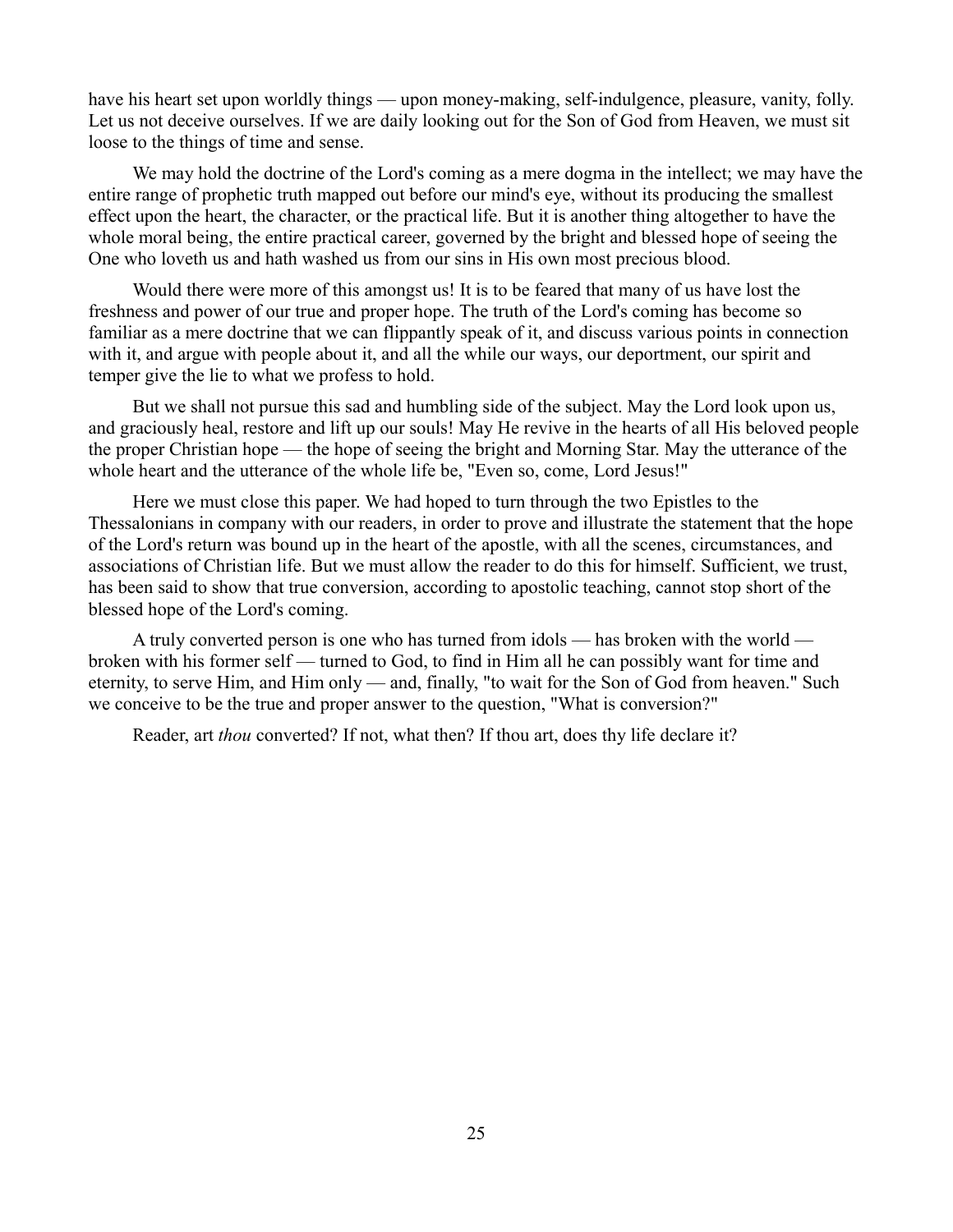have his heart set upon worldly things — upon money-making, self-indulgence, pleasure, vanity, folly. Let us not deceive ourselves. If we are daily looking out for the Son of God from Heaven, we must sit loose to the things of time and sense.

We may hold the doctrine of the Lord's coming as a mere dogma in the intellect; we may have the entire range of prophetic truth mapped out before our mind's eye, without its producing the smallest effect upon the heart, the character, or the practical life. But it is another thing altogether to have the whole moral being, the entire practical career, governed by the bright and blessed hope of seeing the One who loveth us and hath washed us from our sins in His own most precious blood.

Would there were more of this amongst us! It is to be feared that many of us have lost the freshness and power of our true and proper hope. The truth of the Lord's coming has become so familiar as a mere doctrine that we can flippantly speak of it, and discuss various points in connection with it, and argue with people about it, and all the while our ways, our deportment, our spirit and temper give the lie to what we profess to hold.

But we shall not pursue this sad and humbling side of the subject. May the Lord look upon us, and graciously heal, restore and lift up our souls! May He revive in the hearts of all His beloved people the proper Christian hope — the hope of seeing the bright and Morning Star. May the utterance of the whole heart and the utterance of the whole life be, "Even so, come, Lord Jesus!"

Here we must close this paper. We had hoped to turn through the two Epistles to the Thessalonians in company with our readers, in order to prove and illustrate the statement that the hope of the Lord's return was bound up in the heart of the apostle, with all the scenes, circumstances, and associations of Christian life. But we must allow the reader to do this for himself. Sufficient, we trust, has been said to show that true conversion, according to apostolic teaching, cannot stop short of the blessed hope of the Lord's coming.

A truly converted person is one who has turned from idols — has broken with the world — broken with his former self — turned to God, to find in Him all he can possibly want for time and eternity, to serve Him, and Him only — and, finally, "to wait for the Son of God from heaven." Such we conceive to be the true and proper answer to the question, "What is conversion?"

Reader, art *thou* converted? If not, what then? If thou art, does thy life declare it?